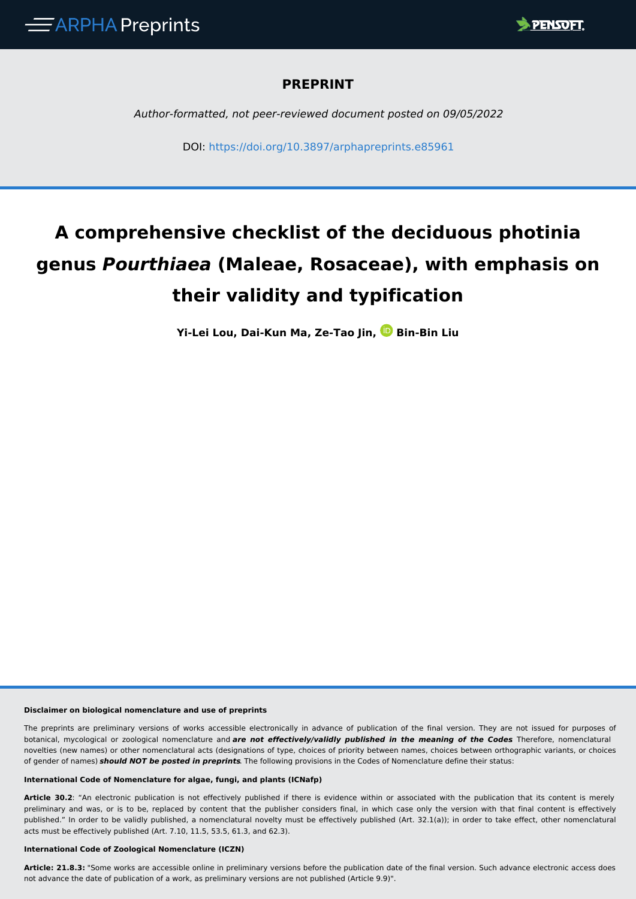ARPHA Preprints

PENSOFT.

**PREPRINT**

*Author-formatted, not peer-reviewed document posted on 09/05/2022*

DOI: https://doi.org/10.3897/arphapreprints.e85961

# A comprehensive checklist of the deciduous photinia genus *Pourthiaea* (Maleae, Rosaceae), with emphasis on their validity and typification

**Yi-Lei Lou, Dai-Kun Ma, Ze-Tao Jin, Bin-Bin Liu**

**Disclaimer on biological nomenclature and use of preprints**

The preprints are preliminary versions of works accessible electronically in advance of publication of the final version. They are not issued for purposes of botanical, mycological or zoological nomenclature and ***are not effectively/validly published in the meaning of the Codes***. Therefore, nomenclatural novelties (new names) or other nomenclatural acts (designations of type, choices of priority between names, choices between orthographic variants, or choices of gender of names) ***should NOT be posted in preprints***. The following provisions in the Codes of Nomenclature define their status:

**International Code of Nomenclature for algae, fungi, and plants (ICNafp)**

**Article 30.2**: "An electronic publication is not effectively published if there is evidence within or associated with the publication that its content is merely preliminary and was, or is to be, replaced by content that the publisher considers final, in which case only the version with that final content is effectively published." In order to be validly published, a nomenclatural novelty must be effectively published (Art. 32.1(a)); in order to take effect, other nomenclatural acts must be effectively published (Art. 7.10, 11.5, 53.5, 61.3, and 62.3).

**International Code of Zoological Nomenclature (ICZN)**

**Article: 21.8.3:** "Some works are accessible online in preliminary versions before the publication date of the final version. Such advance electronic access does not advance the date of publication of a work, as preliminary versions are not published (Article 9.9)".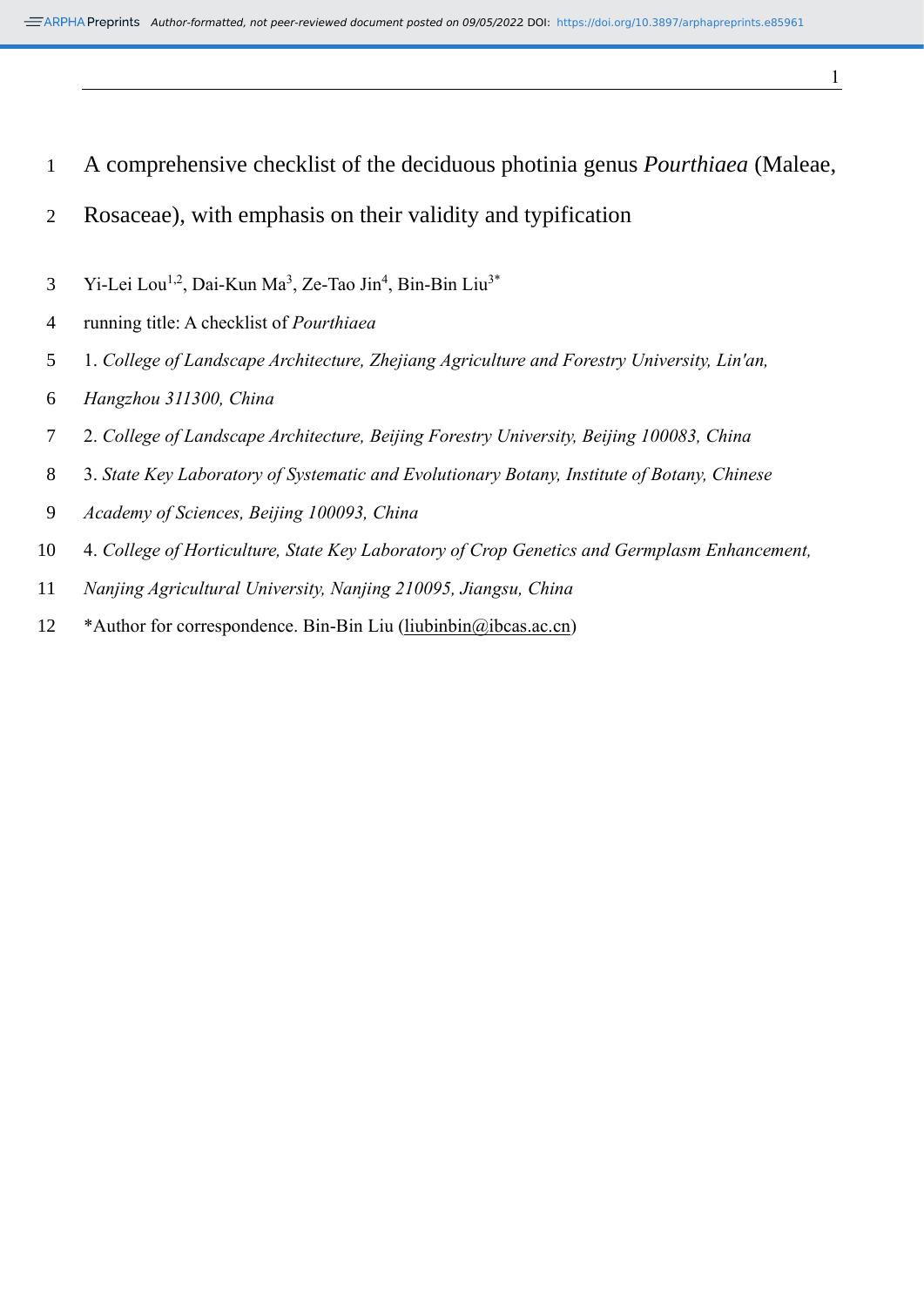# A comprehensive checklist of the deciduous photinia genus *Pourthiaea* (Maleae, Rosaceae), with emphasis on their validity and typification

Yi-Lei Lou[1,2], Dai-Kun Ma[3], Ze-Tao Jin[4], Bin-Bin Liu[3*]

running title: A checklist of *Pourthiaea*

1. *College of Landscape Architecture, Zhejiang Agriculture and Forestry University, Lin'an, Hangzhou 311300, China*
2. *College of Landscape Architecture, Beijing Forestry University, Beijing 100083, China*
3. *State Key Laboratory of Systematic and Evolutionary Botany, Institute of Botany, Chinese Academy of Sciences, Beijing 100093, China*
4. *College of Horticulture, State Key Laboratory of Crop Genetics and Germplasm Enhancement, Nanjing Agricultural University, Nanjing 210095, Jiangsu, China*

*Author for correspondence. Bin-Bin Liu (liubinbin@ibcas.ac.cn)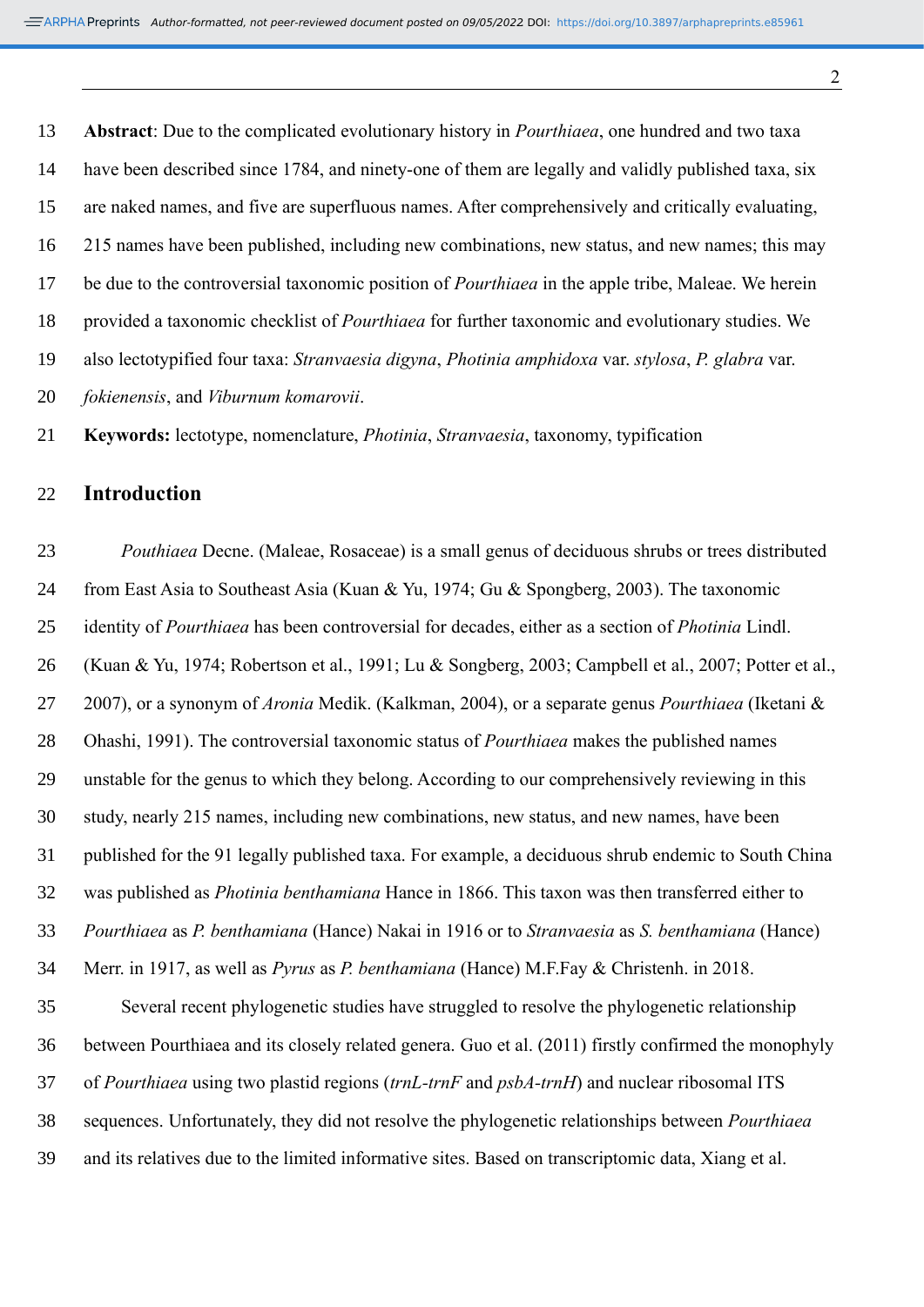**Abstract**: Due to the complicated evolutionary history in *Pourthiaea*, one hundred and two taxa have been described since 1784, and ninety-one of them are legally and validly published taxa, six are naked names, and five are superfluous names. After comprehensively and critically evaluating, 215 names have been published, including new combinations, new status, and new names; this may be due to the controversial taxonomic position of *Pourthiaea* in the apple tribe, Maleae. We herein provided a taxonomic checklist of *Pourthiaea* for further taxonomic and evolutionary studies. We also lectotypified four taxa: *Stranvaesia digyna*, *Photinia amphidoxa* var. *stylosa*, *P. glabra* var. *fokienensis*, and *Viburnum komarovii*.

**Keywords:** lectotype, nomenclature, *Photinia*, *Stranvaesia*, taxonomy, typification

## Introduction

*Pouthiaea* Decne. (Maleae, Rosaceae) is a small genus of deciduous shrubs or trees distributed from East Asia to Southeast Asia (Kuan & Yu, 1974; Gu & Spongberg, 2003). The taxonomic identity of *Pourthiaea* has been controversial for decades, either as a section of *Photinia* Lindl. (Kuan & Yu, 1974; Robertson et al., 1991; Lu & Songberg, 2003; Campbell et al., 2007; Potter et al., 2007), or a synonym of *Aronia* Medik. (Kalkman, 2004), or a separate genus *Pourthiaea* (Iketani & Ohashi, 1991). The controversial taxonomic status of *Pourthiaea* makes the published names unstable for the genus to which they belong. According to our comprehensively reviewing in this study, nearly 215 names, including new combinations, new status, and new names, have been published for the 91 legally published taxa. For example, a deciduous shrub endemic to South China was published as *Photinia benthamiana* Hance in 1866. This taxon was then transferred either to *Pourthiaea* as *P. benthamiana* (Hance) Nakai in 1916 or to *Stranvaesia* as *S. benthamiana* (Hance) Merr. in 1917, as well as *Pyrus* as *P. benthamiana* (Hance) M.F.Fay & Christenh. in 2018.

Several recent phylogenetic studies have struggled to resolve the phylogenetic relationship between Pourthiaea and its closely related genera. Guo et al. (2011) firstly confirmed the monophyly of *Pourthiaea* using two plastid regions (*trnL-trnF* and *psbA-trnH*) and nuclear ribosomal ITS sequences. Unfortunately, they did not resolve the phylogenetic relationships between *Pourthiaea* and its relatives due to the limited informative sites. Based on transcriptomic data, Xiang et al.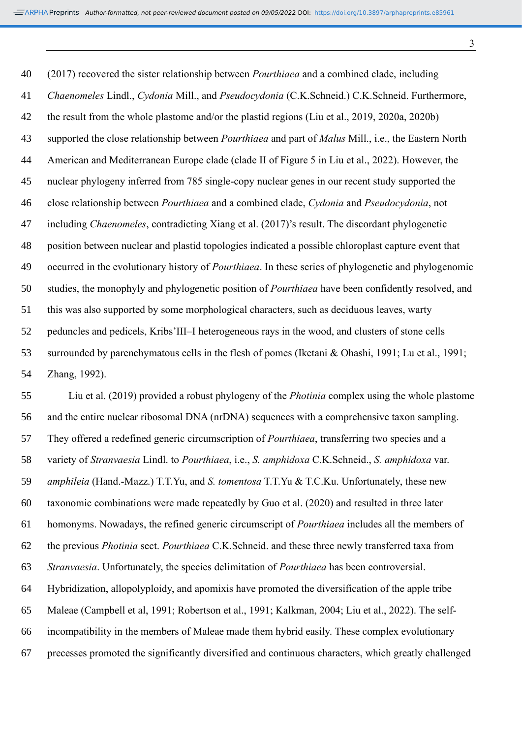(2017) recovered the sister relationship between *Pourthiaea* and a combined clade, including *Chaenomeles* Lindl., *Cydonia* Mill., and *Pseudocydonia* (C.K.Schneid.) C.K.Schneid. Furthermore, the result from the whole plastome and/or the plastid regions (Liu et al., 2019, 2020a, 2020b) supported the close relationship between *Pourthiaea* and part of *Malus* Mill., i.e., the Eastern North American and Mediterranean Europe clade (clade II of Figure 5 in Liu et al., 2022). However, the nuclear phylogeny inferred from 785 single-copy nuclear genes in our recent study supported the close relationship between *Pourthiaea* and a combined clade, *Cydonia* and *Pseudocydonia*, not including *Chaenomeles*, contradicting Xiang et al. (2017)'s result. The discordant phylogenetic position between nuclear and plastid topologies indicated a possible chloroplast capture event that occurred in the evolutionary history of *Pourthiaea*. In these series of phylogenetic and phylogenomic studies, the monophyly and phylogenetic position of *Pourthiaea* have been confidently resolved, and this was also supported by some morphological characters, such as deciduous leaves, warty peduncles and pedicels, Kribs'III–I heterogeneous rays in the wood, and clusters of stone cells surrounded by parenchymatous cells in the flesh of pomes (Iketani & Ohashi, 1991; Lu et al., 1991; Zhang, 1992).

Liu et al. (2019) provided a robust phylogeny of the *Photinia* complex using the whole plastome and the entire nuclear ribosomal DNA (nrDNA) sequences with a comprehensive taxon sampling. They offered a redefined generic circumscription of *Pourthiaea*, transferring two species and a variety of *Stranvaesia* Lindl. to *Pourthiaea*, i.e., *S. amphidoxa* C.K.Schneid., *S. amphidoxa* var. *amphileia* (Hand.-Mazz.) T.T.Yu, and *S. tomentosa* T.T.Yu & T.C.Ku. Unfortunately, these new taxonomic combinations were made repeatedly by Guo et al. (2020) and resulted in three later homonyms. Nowadays, the refined generic circumscript of *Pourthiaea* includes all the members of the previous *Photinia* sect. *Pourthiaea* C.K.Schneid. and these three newly transferred taxa from *Stranvaesia*. Unfortunately, the species delimitation of *Pourthiaea* has been controversial. Hybridization, allopolyploidy, and apomixis have promoted the diversification of the apple tribe Maleae (Campbell et al, 1991; Robertson et al., 1991; Kalkman, 2004; Liu et al., 2022). The self-incompatibility in the members of Maleae made them hybrid easily. These complex evolutionary precesses promoted the significantly diversified and continuous characters, which greatly challenged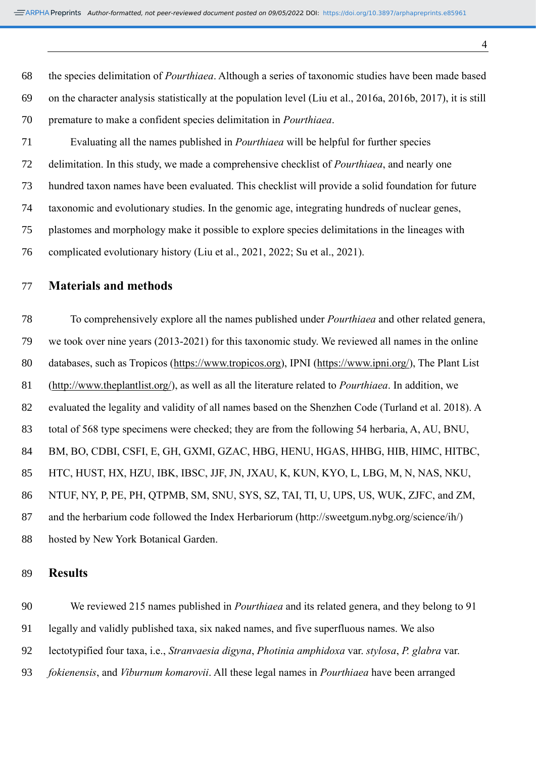the species delimitation of *Pourthiaea*. Although a series of taxonomic studies have been made based on the character analysis statistically at the population level (Liu et al., 2016a, 2016b, 2017), it is still premature to make a confident species delimitation in *Pourthiaea*.

Evaluating all the names published in *Pourthiaea* will be helpful for further species delimitation. In this study, we made a comprehensive checklist of *Pourthiaea*, and nearly one hundred taxon names have been evaluated. This checklist will provide a solid foundation for future taxonomic and evolutionary studies. In the genomic age, integrating hundreds of nuclear genes, plastomes and morphology make it possible to explore species delimitations in the lineages with complicated evolutionary history (Liu et al., 2021, 2022; Su et al., 2021).

## Materials and methods

To comprehensively explore all the names published under *Pourthiaea* and other related genera, we took over nine years (2013-2021) for this taxonomic study. We reviewed all names in the online databases, such as Tropicos (https://www.tropicos.org), IPNI (https://www.ipni.org/), The Plant List (http://www.theplantlist.org/), as well as all the literature related to *Pourthiaea*. In addition, we evaluated the legality and validity of all names based on the Shenzhen Code (Turland et al. 2018). A total of 568 type specimens were checked; they are from the following 54 herbaria, A, AU, BNU, BM, BO, CDBI, CSFI, E, GH, GXMI, GZAC, HBG, HENU, HGAS, HHBG, HIB, HIMC, HITBC, HTC, HUST, HX, HZU, IBK, IBSC, JJF, JN, JXAU, K, KUN, KYO, L, LBG, M, N, NAS, NKU, NTUF, NY, P, PE, PH, QTPMB, SM, SNU, SYS, SZ, TAI, TI, U, UPS, US, WUK, ZJFC, and ZM, and the herbarium code followed the Index Herbariorum (http://sweetgum.nybg.org/science/ih/) hosted by New York Botanical Garden.

## Results

We reviewed 215 names published in *Pourthiaea* and its related genera, and they belong to 91 legally and validly published taxa, six naked names, and five superfluous names. We also lectotypified four taxa, i.e., *Stranvaesia digyna*, *Photinia amphidoxa* var. *stylosa*, *P. glabra* var. *fokienensis*, and *Viburnum komarovii*. All these legal names in *Pourthiaea* have been arranged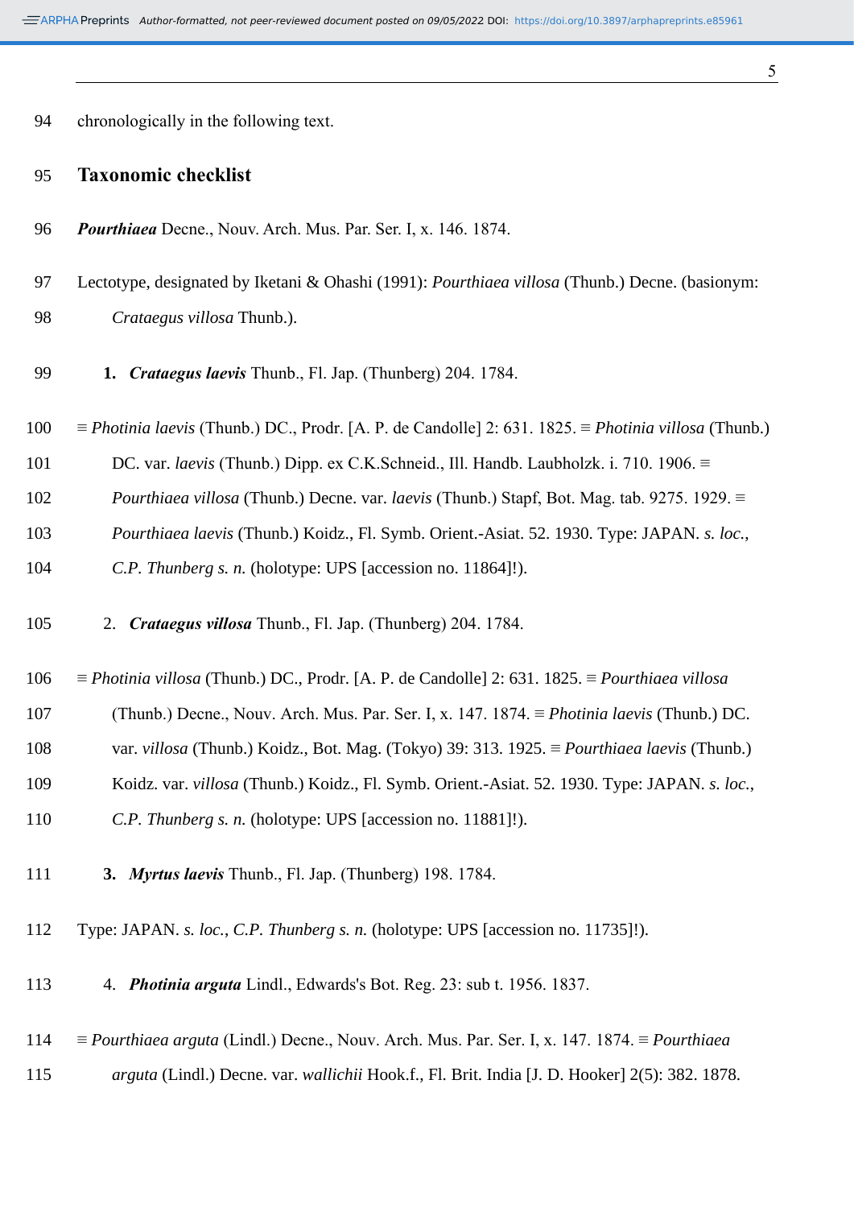chronologically in the following text.

## Taxonomic checklist

***Pourthiaea*** Decne., Nouv. Arch. Mus. Par. Ser. I, x. 146. 1874.

Lectotype, designated by Iketani & Ohashi (1991): *Pourthiaea villosa* (Thunb.) Decne. (basionym: *Crataegus villosa* Thunb.).

1. ***Crataegus laevis*** Thunb., Fl. Jap. (Thunberg) 204. 1784.

≡ *Photinia laevis* (Thunb.) DC., Prodr. [A. P. de Candolle] 2: 631. 1825. ≡ *Photinia villosa* (Thunb.) DC. var. *laevis* (Thunb.) Dipp. ex C.K.Schneid., Ill. Handb. Laubholzk. i. 710. 1906. ≡ *Pourthiaea villosa* (Thunb.) Decne. var. *laevis* (Thunb.) Stapf, Bot. Mag. tab. 9275. 1929. ≡ *Pourthiaea laevis* (Thunb.) Koidz., Fl. Symb. Orient.-Asiat. 52. 1930. Type: JAPAN. *s. loc.*, *C.P. Thunberg s. n.* (holotype: UPS [accession no. 11864]!).

2. ***Crataegus villosa*** Thunb., Fl. Jap. (Thunberg) 204. 1784.

≡ *Photinia villosa* (Thunb.) DC., Prodr. [A. P. de Candolle] 2: 631. 1825. ≡ *Pourthiaea villosa* (Thunb.) Decne., Nouv. Arch. Mus. Par. Ser. I, x. 147. 1874. ≡ *Photinia laevis* (Thunb.) DC. var. *villosa* (Thunb.) Koidz., Bot. Mag. (Tokyo) 39: 313. 1925. ≡ *Pourthiaea laevis* (Thunb.) Koidz. var. *villosa* (Thunb.) Koidz., Fl. Symb. Orient.-Asiat. 52. 1930. Type: JAPAN. *s. loc.*, *C.P. Thunberg s. n.* (holotype: UPS [accession no. 11881]!).

3. ***Myrtus laevis*** Thunb., Fl. Jap. (Thunberg) 198. 1784.

Type: JAPAN. *s. loc.*, *C.P. Thunberg s. n.* (holotype: UPS [accession no. 11735]!).

4. ***Photinia arguta*** Lindl., Edwards's Bot. Reg. 23: sub t. 1956. 1837.

≡ *Pourthiaea arguta* (Lindl.) Decne., Nouv. Arch. Mus. Par. Ser. I, x. 147. 1874. ≡ *Pourthiaea arguta* (Lindl.) Decne. var. *wallichii* Hook.f., Fl. Brit. India [J. D. Hooker] 2(5): 382. 1878.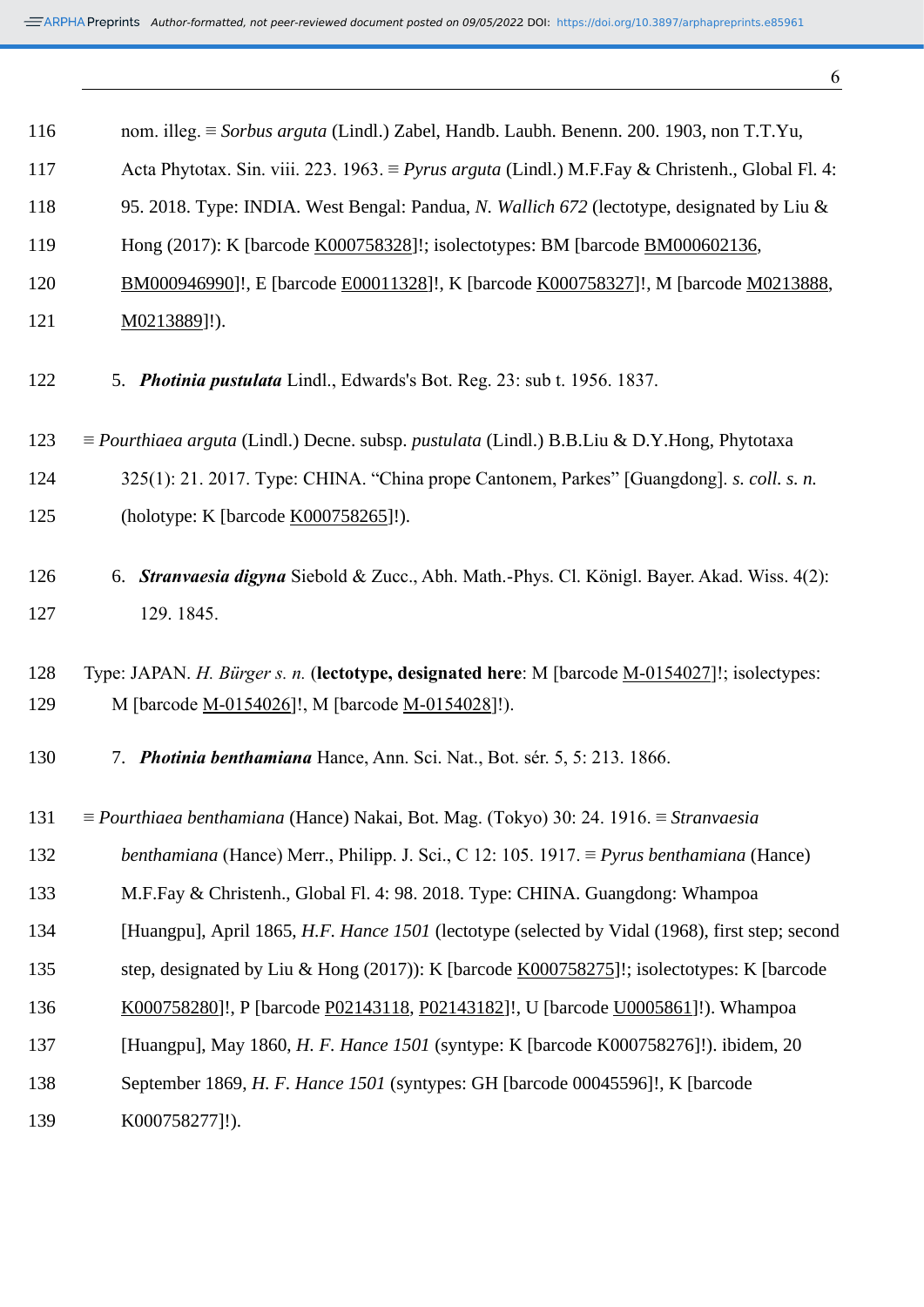nom. illeg. ≡ *Sorbus arguta* (Lindl.) Zabel, Handb. Laubh. Benenn. 200. 1903, non T.T.Yu, Acta Phytotax. Sin. viii. 223. 1963. ≡ *Pyrus arguta* (Lindl.) M.F.Fay & Christenh., Global Fl. 4: 95. 2018. Type: INDIA. West Bengal: Pandua, *N. Wallich 672* (lectotype, designated by Liu & Hong (2017): K [barcode K000758328]!; isolectotypes: BM [barcode BM000602136, BM000946990]!, E [barcode E00011328]!, K [barcode K000758327]!, M [barcode M0213888, M0213889]!).

5. ***Photinia pustulata*** Lindl., Edwards's Bot. Reg. 23: sub t. 1956. 1837.

≡ *Pourthiaea arguta* (Lindl.) Decne. subsp. *pustulata* (Lindl.) B.B.Liu & D.Y.Hong, Phytotaxa 325(1): 21. 2017. Type: CHINA. “China prope Cantonem, Parkes” [Guangdong]. *s. coll. s. n.* (holotype: K [barcode K000758265]!).

6. ***Stranvaesia digyna*** Siebold & Zucc., Abh. Math.-Phys. Cl. Königl. Bayer. Akad. Wiss. 4(2): 129. 1845.

Type: JAPAN. *H. Bürger s. n.* (**lectotype, designated here**: M [barcode M-0154027]!; isolectypes: M [barcode M-0154026]!, M [barcode M-0154028]!).

7. ***Photinia benthamiana*** Hance, Ann. Sci. Nat., Bot. sér. 5, 5: 213. 1866.

≡ *Pourthiaea benthamiana* (Hance) Nakai, Bot. Mag. (Tokyo) 30: 24. 1916. ≡ *Stranvaesia benthamiana* (Hance) Merr., Philipp. J. Sci., C 12: 105. 1917. ≡ *Pyrus benthamiana* (Hance) M.F.Fay & Christenh., Global Fl. 4: 98. 2018. Type: CHINA. Guangdong: Whampoa [Huangpu], April 1865, *H.F. Hance 1501* (lectotype (selected by Vidal (1968), first step; second step, designated by Liu & Hong (2017)): K [barcode K000758275]!; isolectotypes: K [barcode K000758280]!, P [barcode P02143118, P02143182]!, U [barcode U0005861]!). Whampoa [Huangpu], May 1860, *H. F. Hance 1501* (syntype: K [barcode K000758276]!). ibidem, 20 September 1869, *H. F. Hance 1501* (syntypes: GH [barcode 00045596]!, K [barcode K000758277]!).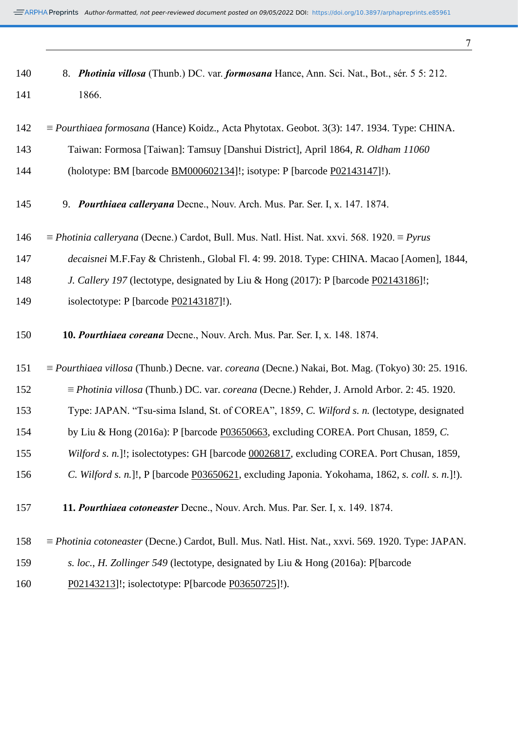8. ***Photinia villosa*** (Thunb.) DC. var. ***formosana*** Hance, Ann. Sci. Nat., Bot., sér. 5 5: 212. 1866.

≡ *Pourthiaea formosana* (Hance) Koidz., Acta Phytotax. Geobot. 3(3): 147. 1934. Type: CHINA. Taiwan: Formosa [Taiwan]: Tamsuy [Danshui District], April 1864, *R. Oldham 11060* (holotype: BM [barcode BM000602134]!; isotype: P [barcode P02143147]!).

9. ***Pourthiaea calleryana*** Decne., Nouv. Arch. Mus. Par. Ser. I, x. 147. 1874.

≡ *Photinia calleryana* (Decne.) Cardot, Bull. Mus. Natl. Hist. Nat. xxvi. 568. 1920. ≡ *Pyrus decaisnei* M.F.Fay & Christenh., Global Fl. 4: 99. 2018. Type: CHINA. Macao [Aomen], 1844, *J. Callery 197* (lectotype, designated by Liu & Hong (2017): P [barcode P02143186]!; isolectotype: P [barcode P02143187]!).

**10. *Pourthiaea coreana*** Decne., Nouv. Arch. Mus. Par. Ser. I, x. 148. 1874.

≡ *Pourthiaea villosa* (Thunb.) Decne. var. *coreana* (Decne.) Nakai, Bot. Mag. (Tokyo) 30: 25. 1916. ≡ *Photinia villosa* (Thunb.) DC. var. *coreana* (Decne.) Rehder, J. Arnold Arbor. 2: 45. 1920. Type: JAPAN. "Tsu-sima Island, St. of COREA", 1859, *C. Wilford s. n.* (lectotype, designated by Liu & Hong (2016a): P [barcode P03650663, excluding COREA. Port Chusan, 1859, *C. Wilford s. n.*]!; isolectotypes: GH [barcode 00026817, excluding COREA. Port Chusan, 1859, *C. Wilford s. n.*]!, P [barcode P03650621, excluding Japonia. Yokohama, 1862, *s. coll. s. n.*]!).

**11. *Pourthiaea cotoneaster*** Decne., Nouv. Arch. Mus. Par. Ser. I, x. 149. 1874.

≡ *Photinia cotoneaster* (Decne.) Cardot, Bull. Mus. Natl. Hist. Nat., xxvi. 569. 1920. Type: JAPAN. *s. loc.*, *H. Zollinger 549* (lectotype, designated by Liu & Hong (2016a): P[barcode P02143213]!; isolectotype: P[barcode P03650725]!).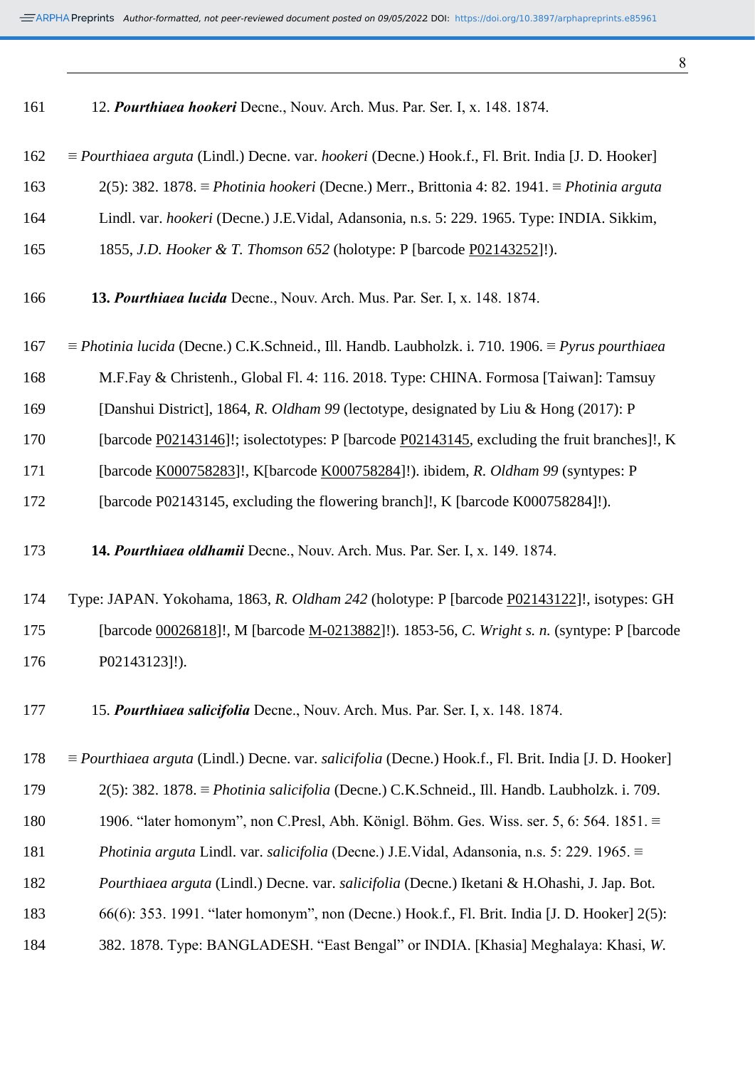12. ***Pourthiaea hookeri*** Decne., Nouv. Arch. Mus. Par. Ser. I, x. 148. 1874.

≡ *Pourthiaea arguta* (Lindl.) Decne. var. *hookeri* (Decne.) Hook.f., Fl. Brit. India [J. D. Hooker] 2(5): 382. 1878. ≡ *Photinia hookeri* (Decne.) Merr., Brittonia 4: 82. 1941. ≡ *Photinia arguta* Lindl. var. *hookeri* (Decne.) J.E.Vidal, Adansonia, n.s. 5: 229. 1965. Type: INDIA. Sikkim, 1855, *J.D. Hooker & T. Thomson 652* (holotype: P [barcode P02143252]!).

**13.** ***Pourthiaea lucida*** Decne., Nouv. Arch. Mus. Par. Ser. I, x. 148. 1874.

≡ *Photinia lucida* (Decne.) C.K.Schneid., Ill. Handb. Laubholzk. i. 710. 1906. ≡ *Pyrus pourthiaea* M.F.Fay & Christenh., Global Fl. 4: 116. 2018. Type: CHINA. Formosa [Taiwan]: Tamsuy [Danshui District], 1864, *R. Oldham 99* (lectotype, designated by Liu & Hong (2017): P [barcode P02143146]!; isolectotypes: P [barcode P02143145, excluding the fruit branches]!, K [barcode K000758283]!, K[barcode K000758284]!). ibidem, *R. Oldham 99* (syntypes: P [barcode P02143145, excluding the flowering branch]!, K [barcode K000758284]!).

**14.** ***Pourthiaea oldhamii*** Decne., Nouv. Arch. Mus. Par. Ser. I, x. 149. 1874.

Type: JAPAN. Yokohama, 1863, *R. Oldham 242* (holotype: P [barcode P02143122]!, isotypes: GH [barcode 00026818]!, M [barcode M-0213882]!). 1853-56, *C. Wright s. n.* (syntype: P [barcode P02143123]!).

15. ***Pourthiaea salicifolia*** Decne., Nouv. Arch. Mus. Par. Ser. I, x. 148. 1874.

≡ *Pourthiaea arguta* (Lindl.) Decne. var. *salicifolia* (Decne.) Hook.f., Fl. Brit. India [J. D. Hooker] 2(5): 382. 1878. ≡ *Photinia salicifolia* (Decne.) C.K.Schneid., Ill. Handb. Laubholzk. i. 709. 1906. "later homonym", non C.Presl, Abh. Königl. Böhm. Ges. Wiss. ser. 5, 6: 564. 1851. ≡ *Photinia arguta* Lindl. var. *salicifolia* (Decne.) J.E.Vidal, Adansonia, n.s. 5: 229. 1965. ≡ *Pourthiaea arguta* (Lindl.) Decne. var. *salicifolia* (Decne.) Iketani & H.Ohashi, J. Jap. Bot. 66(6): 353. 1991. "later homonym", non (Decne.) Hook.f., Fl. Brit. India [J. D. Hooker] 2(5): 382. 1878. Type: BANGLADESH. "East Bengal" or INDIA. [Khasia] Meghalaya: Khasi, *W.*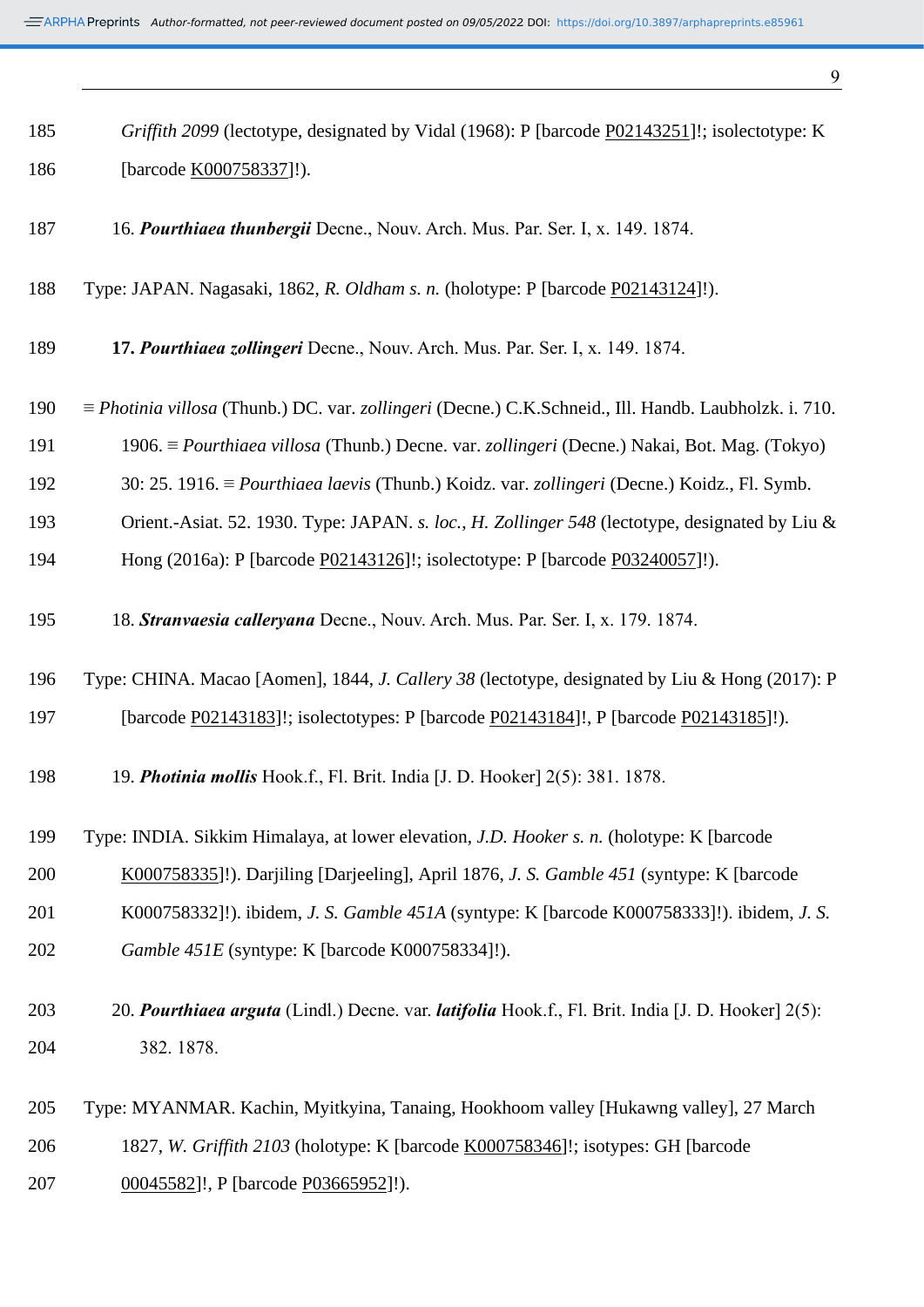*Griffith 2099* (lectotype, designated by Vidal (1968): P [barcode P02143251]!; isolectotype: K [barcode K000758337]!).

16. ***Pourthiaea thunbergii*** Decne., Nouv. Arch. Mus. Par. Ser. I, x. 149. 1874.

Type: JAPAN. Nagasaki, 1862, *R. Oldham s. n.* (holotype: P [barcode P02143124]!).

**17. *Pourthiaea zollingeri*** Decne., Nouv. Arch. Mus. Par. Ser. I, x. 149. 1874.

≡ *Photinia villosa* (Thunb.) DC. var. *zollingeri* (Decne.) C.K.Schneid., Ill. Handb. Laubholzk. i. 710. 1906. ≡ *Pourthiaea villosa* (Thunb.) Decne. var. *zollingeri* (Decne.) Nakai, Bot. Mag. (Tokyo) 30: 25. 1916. ≡ *Pourthiaea laevis* (Thunb.) Koidz. var. *zollingeri* (Decne.) Koidz., Fl. Symb. Orient.-Asiat. 52. 1930. Type: JAPAN. *s. loc.*, *H. Zollinger 548* (lectotype, designated by Liu & Hong (2016a): P [barcode P02143126]!; isolectotype: P [barcode P03240057]!).

18. ***Stranvaesia calleryana*** Decne., Nouv. Arch. Mus. Par. Ser. I, x. 179. 1874.

Type: CHINA. Macao [Aomen], 1844, *J. Callery 38* (lectotype, designated by Liu & Hong (2017): P [barcode P02143183]!; isolectotypes: P [barcode P02143184]!, P [barcode P02143185]!).

19. ***Photinia mollis*** Hook.f., Fl. Brit. India [J. D. Hooker] 2(5): 381. 1878.

Type: INDIA. Sikkim Himalaya, at lower elevation, *J.D. Hooker s. n.* (holotype: K [barcode K000758335]!). Darjiling [Darjeeling], April 1876, *J. S. Gamble 451* (syntype: K [barcode K000758332]!). ibidem, *J. S. Gamble 451A* (syntype: K [barcode K000758333]!). ibidem, *J. S. Gamble 451E* (syntype: K [barcode K000758334]!).

20. ***Pourthiaea arguta*** (Lindl.) Decne. var. ***latifolia*** Hook.f., Fl. Brit. India [J. D. Hooker] 2(5): 382. 1878.

Type: MYANMAR. Kachin, Myitkyina, Tanaing, Hookhoom valley [Hukawng valley], 27 March 1827, *W. Griffith 2103* (holotype: K [barcode K000758346]!; isotypes: GH [barcode 00045582]!, P [barcode P03665952]!).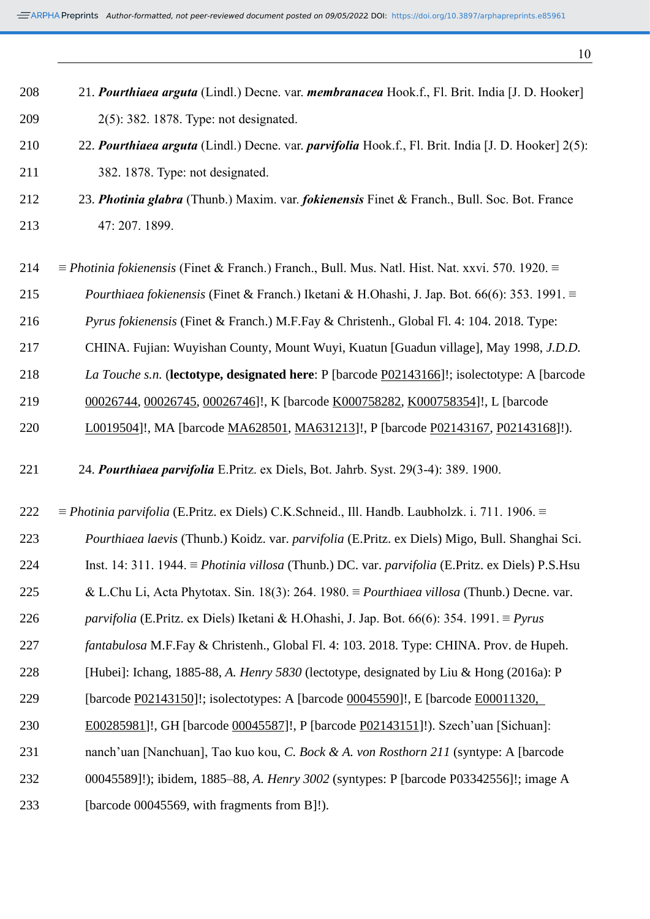21. ***Pourthiaea arguta*** (Lindl.) Decne. var. ***membranacea*** Hook.f., Fl. Brit. India [J. D. Hooker] 2(5): 382. 1878. Type: not designated.

22. ***Pourthiaea arguta*** (Lindl.) Decne. var. ***parvifolia*** Hook.f., Fl. Brit. India [J. D. Hooker] 2(5): 382. 1878. Type: not designated.

23. ***Photinia glabra*** (Thunb.) Maxim. var. ***fokienensis*** Finet & Franch., Bull. Soc. Bot. France 47: 207. 1899.

≡ *Photinia fokienensis* (Finet & Franch.) Franch., Bull. Mus. Natl. Hist. Nat. xxvi. 570. 1920. ≡ *Pourthiaea fokienensis* (Finet & Franch.) Iketani & H.Ohashi, J. Jap. Bot. 66(6): 353. 1991. ≡ *Pyrus fokienensis* (Finet & Franch.) M.F.Fay & Christenh., Global Fl. 4: 104. 2018. Type: CHINA. Fujian: Wuyishan County, Mount Wuyi, Kuatun [Guadun village], May 1998, *J.D.D. La Touche s.n.* (**lectotype, designated here**: P [barcode P02143166]!; isolectotype: A [barcode 00026744, 00026745, 00026746]!, K [barcode K000758282, K000758354]!, L [barcode L0019504]!, MA [barcode MA628501, MA631213]!, P [barcode P02143167, P02143168]!).

24. ***Pourthiaea parvifolia*** E.Pritz. ex Diels, Bot. Jahrb. Syst. 29(3-4): 389. 1900.

≡ *Photinia parvifolia* (E.Pritz. ex Diels) C.K.Schneid., Ill. Handb. Laubholzk. i. 711. 1906. ≡ *Pourthiaea laevis* (Thunb.) Koidz. var. *parvifolia* (E.Pritz. ex Diels) Migo, Bull. Shanghai Sci. Inst. 14: 311. 1944. ≡ *Photinia villosa* (Thunb.) DC. var. *parvifolia* (E.Pritz. ex Diels) P.S.Hsu & L.Chu Li, Acta Phytotax. Sin. 18(3): 264. 1980. ≡ *Pourthiaea villosa* (Thunb.) Decne. var. *parvifolia* (E.Pritz. ex Diels) Iketani & H.Ohashi, J. Jap. Bot. 66(6): 354. 1991. ≡ *Pyrus fantabulosa* M.F.Fay & Christenh., Global Fl. 4: 103. 2018. Type: CHINA. Prov. de Hupeh. [Hubei]: Ichang, 1885-88, *A. Henry 5830* (lectotype, designated by Liu & Hong (2016a): P [barcode P02143150]!; isolectotypes: A [barcode 00045590]!, E [barcode E00011320, E00285981]!, GH [barcode 00045587]!, P [barcode P02143151]!). Szech'uan [Sichuan]: nanch'uan [Nanchuan], Tao kuo kou, *C. Bock & A. von Rosthorn 211* (syntype: A [barcode 00045589]!); ibidem, 1885–88, *A. Henry 3002* (syntypes: P [barcode P03342556]!; image A [barcode 00045569, with fragments from B]!).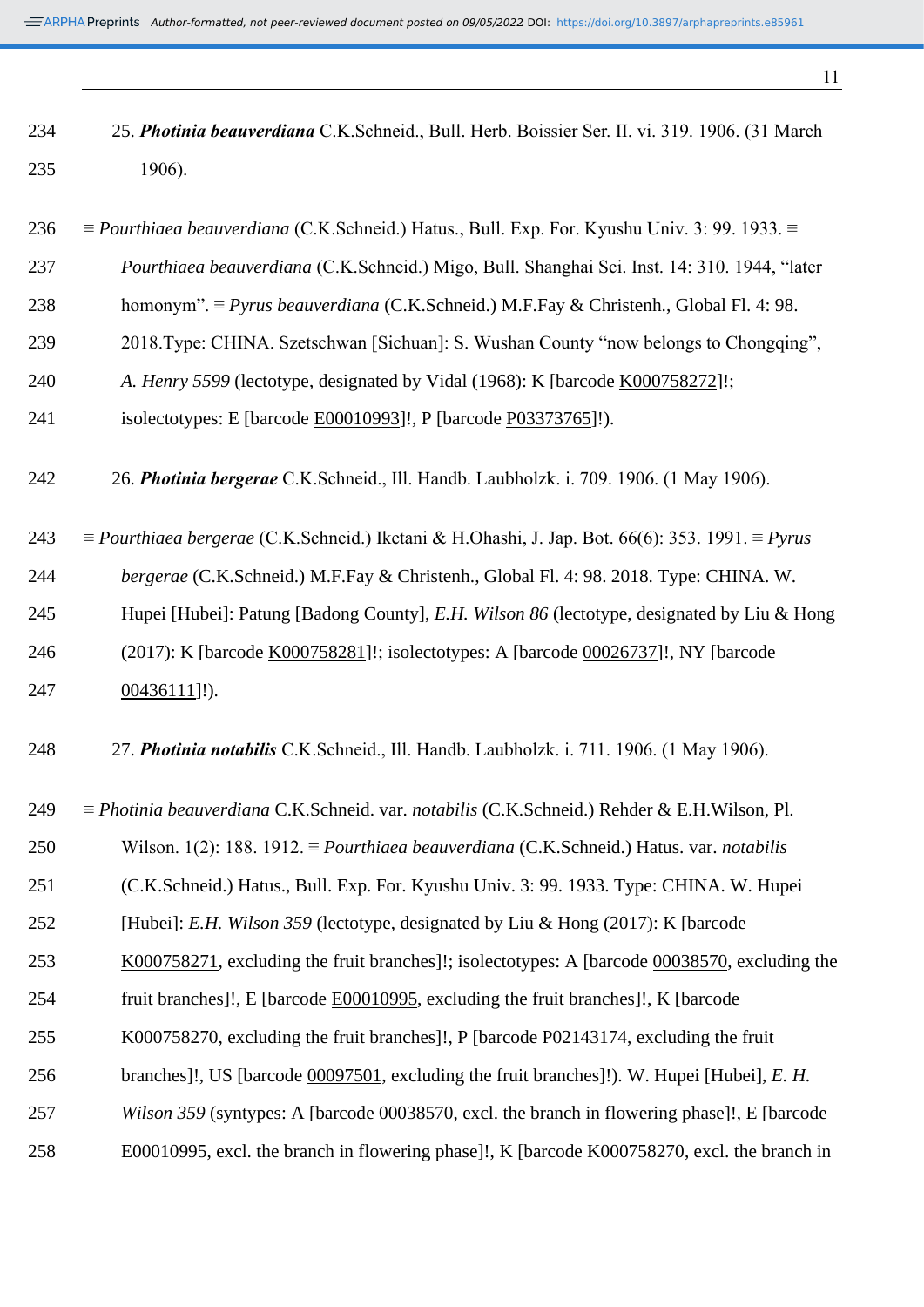25. ***Photinia beauverdiana*** C.K.Schneid., Bull. Herb. Boissier Ser. II. vi. 319. 1906. (31 March 1906).

≡ *Pourthiaea beauverdiana* (C.K.Schneid.) Hatus., Bull. Exp. For. Kyushu Univ. 3: 99. 1933. ≡ *Pourthiaea beauverdiana* (C.K.Schneid.) Migo, Bull. Shanghai Sci. Inst. 14: 310. 1944, "later homonym". ≡ *Pyrus beauverdiana* (C.K.Schneid.) M.F.Fay & Christenh., Global Fl. 4: 98. 2018.Type: CHINA. Szetschwan [Sichuan]: S. Wushan County "now belongs to Chongqing", *A. Henry 5599* (lectotype, designated by Vidal (1968): K [barcode K000758272]!; isolectotypes: E [barcode E00010993]!, P [barcode P03373765]!).

26. ***Photinia bergerae*** C.K.Schneid., Ill. Handb. Laubholzk. i. 709. 1906. (1 May 1906).

≡ *Pourthiaea bergerae* (C.K.Schneid.) Iketani & H.Ohashi, J. Jap. Bot. 66(6): 353. 1991. ≡ *Pyrus bergerae* (C.K.Schneid.) M.F.Fay & Christenh., Global Fl. 4: 98. 2018. Type: CHINA. W. Hupei [Hubei]: Patung [Badong County], *E.H. Wilson 86* (lectotype, designated by Liu & Hong (2017): K [barcode K000758281]!; isolectotypes: A [barcode 00026737]!, NY [barcode 00436111]!).

27. ***Photinia notabilis*** C.K.Schneid., Ill. Handb. Laubholzk. i. 711. 1906. (1 May 1906).

≡ *Photinia beauverdiana* C.K.Schneid. var. *notabilis* (C.K.Schneid.) Rehder & E.H.Wilson, Pl. Wilson. 1(2): 188. 1912. ≡ *Pourthiaea beauverdiana* (C.K.Schneid.) Hatus. var. *notabilis* (C.K.Schneid.) Hatus., Bull. Exp. For. Kyushu Univ. 3: 99. 1933. Type: CHINA. W. Hupei [Hubei]: *E.H. Wilson 359* (lectotype, designated by Liu & Hong (2017): K [barcode K000758271, excluding the fruit branches]!; isolectotypes: A [barcode 00038570, excluding the fruit branches]!, E [barcode E00010995, excluding the fruit branches]!, K [barcode K000758270, excluding the fruit branches]!, P [barcode P02143174, excluding the fruit branches]!, US [barcode 00097501, excluding the fruit branches]!). W. Hupei [Hubei], *E. H. Wilson 359* (syntypes: A [barcode 00038570, excl. the branch in flowering phase]!, E [barcode E00010995, excl. the branch in flowering phase]!, K [barcode K000758270, excl. the branch in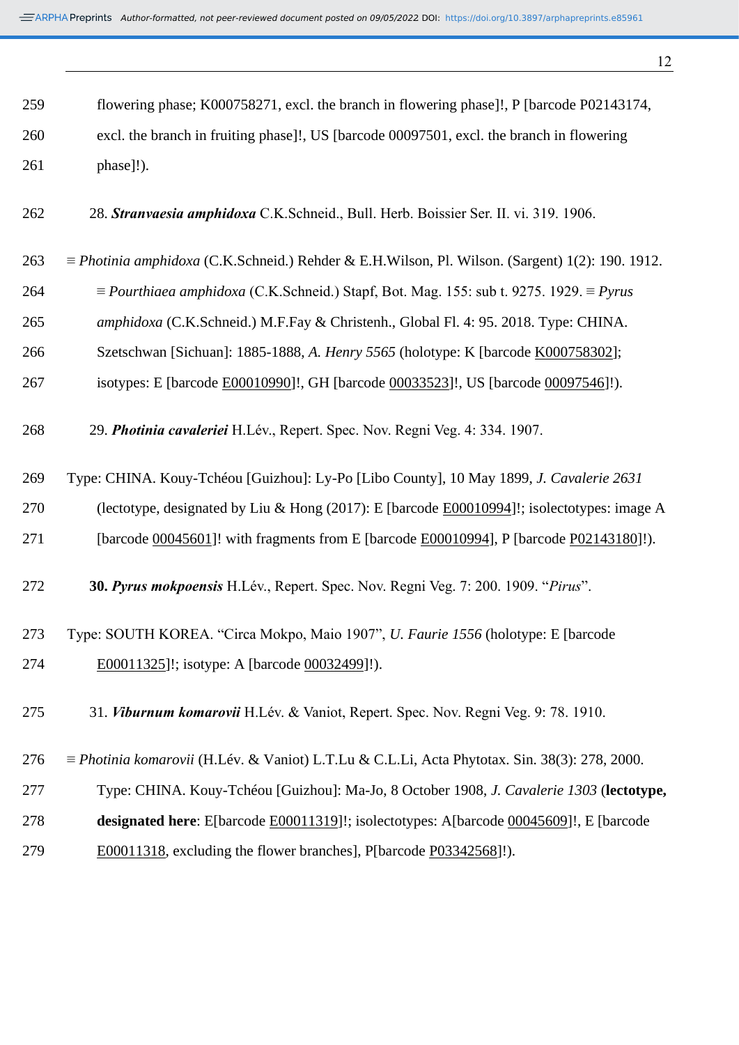flowering phase; K000758271, excl. the branch in flowering phase]!, P [barcode P02143174, excl. the branch in fruiting phase]!, US [barcode 00097501, excl. the branch in flowering phase]!).

28. ***Stranvaesia amphidoxa*** C.K.Schneid., Bull. Herb. Boissier Ser. II. vi. 319. 1906.

≡ *Photinia amphidoxa* (C.K.Schneid.) Rehder & E.H.Wilson, Pl. Wilson. (Sargent) 1(2): 190. 1912. ≡ *Pourthiaea amphidoxa* (C.K.Schneid.) Stapf, Bot. Mag. 155: sub t. 9275. 1929. ≡ *Pyrus amphidoxa* (C.K.Schneid.) M.F.Fay & Christenh., Global Fl. 4: 95. 2018. Type: CHINA. Szetschwan [Sichuan]: 1885-1888, *A. Henry 5565* (holotype: K [barcode K000758302]; isotypes: E [barcode E00010990]!, GH [barcode 00033523]!, US [barcode 00097546]!).

29. ***Photinia cavaleriei*** H.Lév., Repert. Spec. Nov. Regni Veg. 4: 334. 1907.

Type: CHINA. Kouy-Tchéou [Guizhou]: Ly-Po [Libo County], 10 May 1899, *J. Cavalerie 2631* (lectotype, designated by Liu & Hong (2017): E [barcode E00010994]!; isolectotypes: image A [barcode 00045601]! with fragments from E [barcode E00010994], P [barcode P02143180]!).

**30. *Pyrus mokpoensis*** H.Lév., Repert. Spec. Nov. Regni Veg. 7: 200. 1909. "*Pirus*".

Type: SOUTH KOREA. "Circa Mokpo, Maio 1907", *U. Faurie 1556* (holotype: E [barcode E00011325]!; isotype: A [barcode 00032499]!).

31. ***Viburnum komarovii*** H.Lév. & Vaniot, Repert. Spec. Nov. Regni Veg. 9: 78. 1910.

≡ *Photinia komarovii* (H.Lév. & Vaniot) L.T.Lu & C.L.Li, Acta Phytotax. Sin. 38(3): 278, 2000. Type: CHINA. Kouy-Tchéou [Guizhou]: Ma-Jo, 8 October 1908, *J. Cavalerie 1303* (**lectotype, designated here**: E[barcode E00011319]!; isolectotypes: A[barcode 00045609]!, E [barcode E00011318, excluding the flower branches], P[barcode P03342568]!).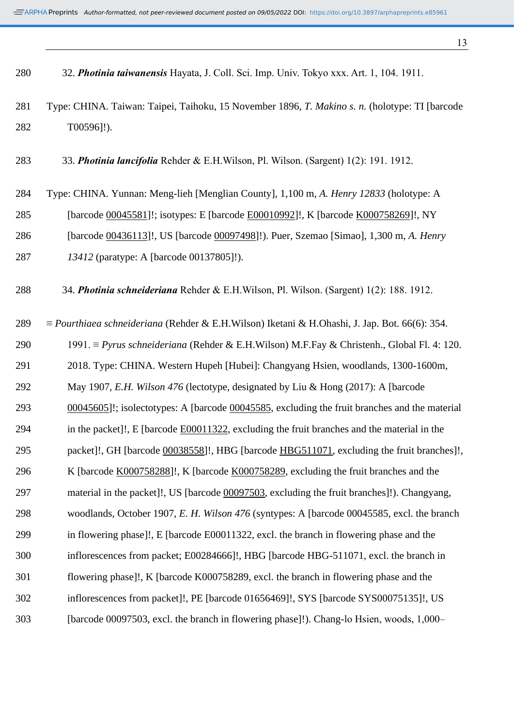32. ***Photinia taiwanensis*** Hayata, J. Coll. Sci. Imp. Univ. Tokyo xxx. Art. 1, 104. 1911.

Type: CHINA. Taiwan: Taipei, Taihoku, 15 November 1896, *T. Makino s. n.* (holotype: TI [barcode T00596]!).

33. ***Photinia lancifolia*** Rehder & E.H.Wilson, Pl. Wilson. (Sargent) 1(2): 191. 1912.

Type: CHINA. Yunnan: Meng-lieh [Menglian County], 1,100 m, *A. Henry 12833* (holotype: A [barcode 00045581]!; isotypes: E [barcode E00010992]!, K [barcode K000758269]!, NY [barcode 00436113]!, US [barcode 00097498]!). Puer, Szemao [Simao], 1,300 m, *A. Henry 13412* (paratype: A [barcode 00137805]!).

34. ***Photinia schneideriana*** Rehder & E.H.Wilson, Pl. Wilson. (Sargent) 1(2): 188. 1912.

≡ *Pourthiaea schneideriana* (Rehder & E.H.Wilson) Iketani & H.Ohashi, J. Jap. Bot. 66(6): 354. 1991. ≡ *Pyrus schneideriana* (Rehder & E.H.Wilson) M.F.Fay & Christenh., Global Fl. 4: 120. 2018. Type: CHINA. Western Hupeh [Hubei]: Changyang Hsien, woodlands, 1300-1600m, May 1907, *E.H. Wilson 476* (lectotype, designated by Liu & Hong (2017): A [barcode 00045605]!; isolectotypes: A [barcode 00045585, excluding the fruit branches and the material in the packet]!, E [barcode E00011322, excluding the fruit branches and the material in the packet]!, GH [barcode 00038558]!, HBG [barcode HBG511071, excluding the fruit branches]!, K [barcode K000758288]!, K [barcode K000758289, excluding the fruit branches and the material in the packet]!, US [barcode 00097503, excluding the fruit branches]!). Changyang, woodlands, October 1907, *E. H. Wilson 476* (syntypes: A [barcode 00045585, excl. the branch in flowering phase]!, E [barcode E00011322, excl. the branch in flowering phase and the inflorescences from packet; E00284666]!, HBG [barcode HBG-511071, excl. the branch in flowering phase]!, K [barcode K000758289, excl. the branch in flowering phase and the inflorescences from packet]!, PE [barcode 01656469]!, SYS [barcode SYS00075135]!, US [barcode 00097503, excl. the branch in flowering phase]!). Chang-lo Hsien, woods, 1,000–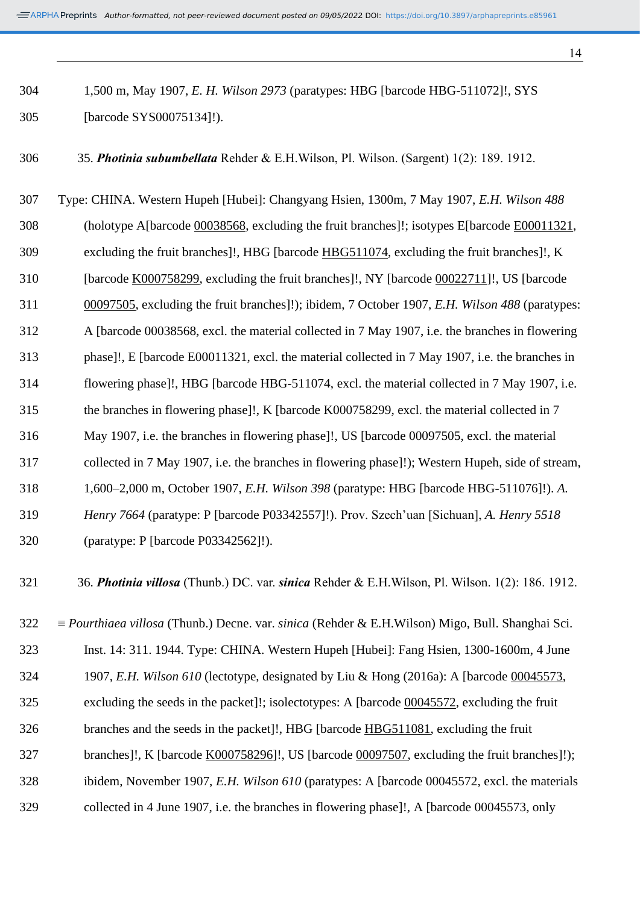1,500 m, May 1907, *E. H. Wilson 2973* (paratypes: HBG [barcode HBG-511072]!, SYS [barcode SYS00075134]!).

35. ***Photinia subumbellata*** Rehder & E.H.Wilson, Pl. Wilson. (Sargent) 1(2): 189. 1912.

Type: CHINA. Western Hupeh [Hubei]: Changyang Hsien, 1300m, 7 May 1907, *E.H. Wilson 488* (holotype A[barcode 00038568, excluding the fruit branches]!; isotypes E[barcode E00011321, excluding the fruit branches]!, HBG [barcode HBG511074, excluding the fruit branches]!, K [barcode K000758299, excluding the fruit branches]!, NY [barcode 00022711]!, US [barcode 00097505, excluding the fruit branches]!); ibidem, 7 October 1907, *E.H. Wilson 488* (paratypes: A [barcode 00038568, excl. the material collected in 7 May 1907, i.e. the branches in flowering phase]!, E [barcode E00011321, excl. the material collected in 7 May 1907, i.e. the branches in flowering phase]!, HBG [barcode HBG-511074, excl. the material collected in 7 May 1907, i.e. the branches in flowering phase]!, K [barcode K000758299, excl. the material collected in 7 May 1907, i.e. the branches in flowering phase]!, US [barcode 00097505, excl. the material collected in 7 May 1907, i.e. the branches in flowering phase]!); Western Hupeh, side of stream, 1,600–2,000 m, October 1907, *E.H. Wilson 398* (paratype: HBG [barcode HBG-511076]!). *A. Henry 7664* (paratype: P [barcode P03342557]!). Prov. Szech'uan [Sichuan], *A. Henry 5518* (paratype: P [barcode P03342562]!).

36. ***Photinia villosa*** (Thunb.) DC. var. ***sinica*** Rehder & E.H.Wilson, Pl. Wilson. 1(2): 186. 1912.

≡ *Pourthiaea villosa* (Thunb.) Decne. var. *sinica* (Rehder & E.H.Wilson) Migo, Bull. Shanghai Sci. Inst. 14: 311. 1944. Type: CHINA. Western Hupeh [Hubei]: Fang Hsien, 1300-1600m, 4 June 1907, *E.H. Wilson 610* (lectotype, designated by Liu & Hong (2016a): A [barcode 00045573, excluding the seeds in the packet]!; isolectotypes: A [barcode 00045572, excluding the fruit branches and the seeds in the packet]!, HBG [barcode HBG511081, excluding the fruit branches]!, K [barcode K000758296]!, US [barcode 00097507, excluding the fruit branches]!); ibidem, November 1907, *E.H. Wilson 610* (paratypes: A [barcode 00045572, excl. the materials collected in 4 June 1907, i.e. the branches in flowering phase]!, A [barcode 00045573, only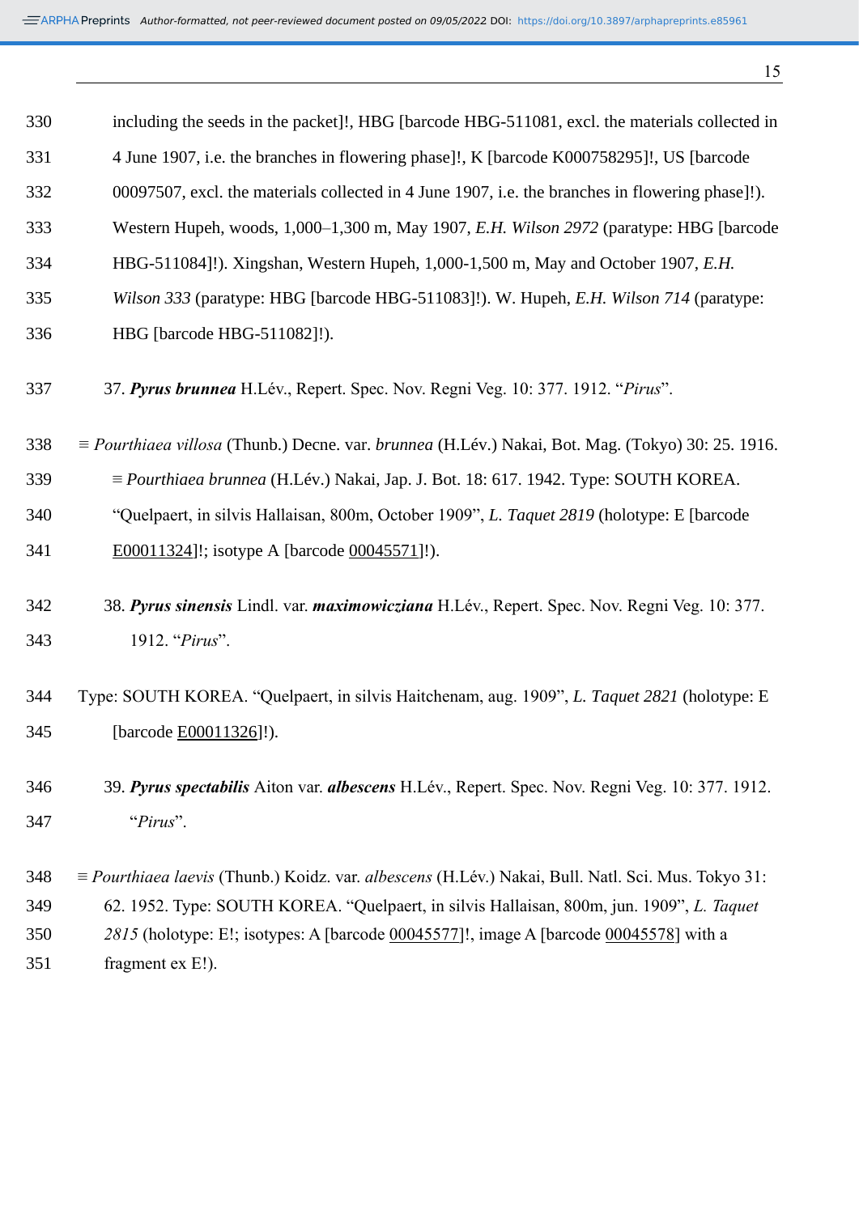including the seeds in the packet]!, HBG [barcode HBG-511081, excl. the materials collected in 4 June 1907, i.e. the branches in flowering phase]!, K [barcode K000758295]!, US [barcode 00097507, excl. the materials collected in 4 June 1907, i.e. the branches in flowering phase]!). Western Hupeh, woods, 1,000–1,300 m, May 1907, *E.H. Wilson 2972* (paratype: HBG [barcode HBG-511084]!). Xingshan, Western Hupeh, 1,000-1,500 m, May and October 1907, *E.H. Wilson 333* (paratype: HBG [barcode HBG-511083]!). W. Hupeh, *E.H. Wilson 714* (paratype: HBG [barcode HBG-511082]!).

37. ***Pyrus brunnea*** H.Lév., Repert. Spec. Nov. Regni Veg. 10: 377. 1912. "*Pirus*".

≡ *Pourthiaea villosa* (Thunb.) Decne. var. *brunnea* (H.Lév.) Nakai, Bot. Mag. (Tokyo) 30: 25. 1916. ≡ *Pourthiaea brunnea* (H.Lév.) Nakai, Jap. J. Bot. 18: 617. 1942. Type: SOUTH KOREA. "Quelpaert, in silvis Hallaisan, 800m, October 1909", *L. Taquet 2819* (holotype: E [barcode E00011324]!; isotype A [barcode 00045571]!).

38. ***Pyrus sinensis*** Lindl. var. ***maximowicziana*** H.Lév., Repert. Spec. Nov. Regni Veg. 10: 377. 1912. "*Pirus*".

Type: SOUTH KOREA. "Quelpaert, in silvis Haitchenam, aug. 1909", *L. Taquet 2821* (holotype: E [barcode E00011326]!).

39. ***Pyrus spectabilis*** Aiton var. ***albescens*** H.Lév., Repert. Spec. Nov. Regni Veg. 10: 377. 1912. "*Pirus*".

≡ *Pourthiaea laevis* (Thunb.) Koidz. var. *albescens* (H.Lév.) Nakai, Bull. Natl. Sci. Mus. Tokyo 31: 62. 1952. Type: SOUTH KOREA. "Quelpaert, in silvis Hallaisan, 800m, jun. 1909", *L. Taquet 2815* (holotype: E!; isotypes: A [barcode 00045577]!, image A [barcode 00045578] with a fragment ex E!).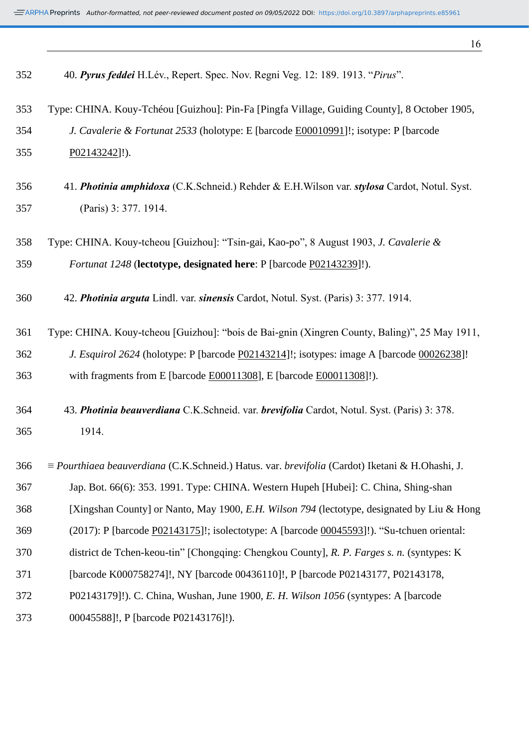40. ***Pyrus feddei*** H.Lév., Repert. Spec. Nov. Regni Veg. 12: 189. 1913. "*Pirus*".

Type: CHINA. Kouy-Tchéou [Guizhou]: Pin-Fa [Pingfa Village, Guiding County], 8 October 1905, *J. Cavalerie & Fortunat 2533* (holotype: E [barcode E00010991]!; isotype: P [barcode P02143242]!).

41. ***Photinia amphidoxa*** (C.K.Schneid.) Rehder & E.H.Wilson var. ***stylosa*** Cardot, Notul. Syst. (Paris) 3: 377. 1914.

Type: CHINA. Kouy-tcheou [Guizhou]: "Tsin-gai, Kao-po", 8 August 1903, *J. Cavalerie & Fortunat 1248* (**lectotype, designated here**: P [barcode P02143239]!).

42. ***Photinia arguta*** Lindl. var. ***sinensis*** Cardot, Notul. Syst. (Paris) 3: 377. 1914.

Type: CHINA. Kouy-tcheou [Guizhou]: "bois de Bai-gnin (Xingren County, Baling)", 25 May 1911, *J. Esquirol 2624* (holotype: P [barcode P02143214]!; isotypes: image A [barcode 00026238]! with fragments from E [barcode E00011308], E [barcode E00011308]!).

43. ***Photinia beauverdiana*** C.K.Schneid. var. ***brevifolia*** Cardot, Notul. Syst. (Paris) 3: 378. 1914.

≡ *Pourthiaea beauverdiana* (C.K.Schneid.) Hatus. var. *brevifolia* (Cardot) Iketani & H.Ohashi, J. Jap. Bot. 66(6): 353. 1991. Type: CHINA. Western Hupeh [Hubei]: C. China, Shing-shan [Xingshan County] or Nanto, May 1900, *E.H. Wilson 794* (lectotype, designated by Liu & Hong (2017): P [barcode P02143175]!; isolectotype: A [barcode 00045593]!). "Su-tchuen oriental: district de Tchen-keou-tin" [Chongqing: Chengkou County], *R. P. Farges s. n.* (syntypes: K [barcode K000758274]!, NY [barcode 00436110]!, P [barcode P02143177, P02143178, P02143179]!). C. China, Wushan, June 1900, *E. H. Wilson 1056* (syntypes: A [barcode 00045588]!, P [barcode P02143176]!).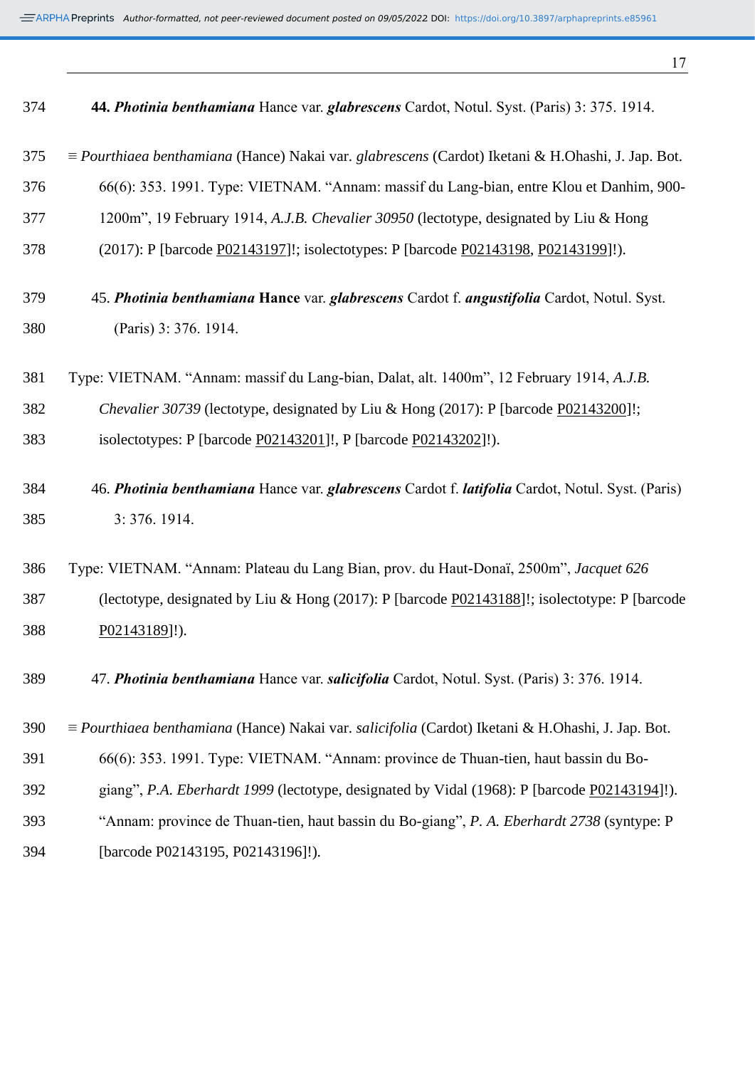**44. *Photinia benthamiana*** Hance var. ***glabrescens*** Cardot, Notul. Syst. (Paris) 3: 375. 1914.

≡ *Pourthiaea benthamiana* (Hance) Nakai var. *glabrescens* (Cardot) Iketani & H.Ohashi, J. Jap. Bot. 66(6): 353. 1991. Type: VIETNAM. "Annam: massif du Lang-bian, entre Klou et Danhim, 900-1200m", 19 February 1914, *A.J.B. Chevalier 30950* (lectotype, designated by Liu & Hong (2017): P [barcode P02143197]!; isolectotypes: P [barcode P02143198, P02143199]!).

45. ***Photinia benthamiana* Hance** var. ***glabrescens*** Cardot f. ***angustifolia*** Cardot, Notul. Syst. (Paris) 3: 376. 1914.

Type: VIETNAM. "Annam: massif du Lang-bian, Dalat, alt. 1400m", 12 February 1914, *A.J.B. Chevalier 30739* (lectotype, designated by Liu & Hong (2017): P [barcode P02143200]!; isolectotypes: P [barcode P02143201]!, P [barcode P02143202]!).

46. ***Photinia benthamiana*** Hance var. ***glabrescens*** Cardot f. ***latifolia*** Cardot, Notul. Syst. (Paris) 3: 376. 1914.

Type: VIETNAM. "Annam: Plateau du Lang Bian, prov. du Haut-Donaï, 2500m", *Jacquet 626* (lectotype, designated by Liu & Hong (2017): P [barcode P02143188]!; isolectotype: P [barcode P02143189]!).

47. ***Photinia benthamiana*** Hance var. ***salicifolia*** Cardot, Notul. Syst. (Paris) 3: 376. 1914.

≡ *Pourthiaea benthamiana* (Hance) Nakai var. *salicifolia* (Cardot) Iketani & H.Ohashi, J. Jap. Bot. 66(6): 353. 1991. Type: VIETNAM. "Annam: province de Thuan-tien, haut bassin du Bo-giang", *P.A. Eberhardt 1999* (lectotype, designated by Vidal (1968): P [barcode P02143194]!). "Annam: province de Thuan-tien, haut bassin du Bo-giang", *P. A. Eberhardt 2738* (syntype: P [barcode P02143195, P02143196]!).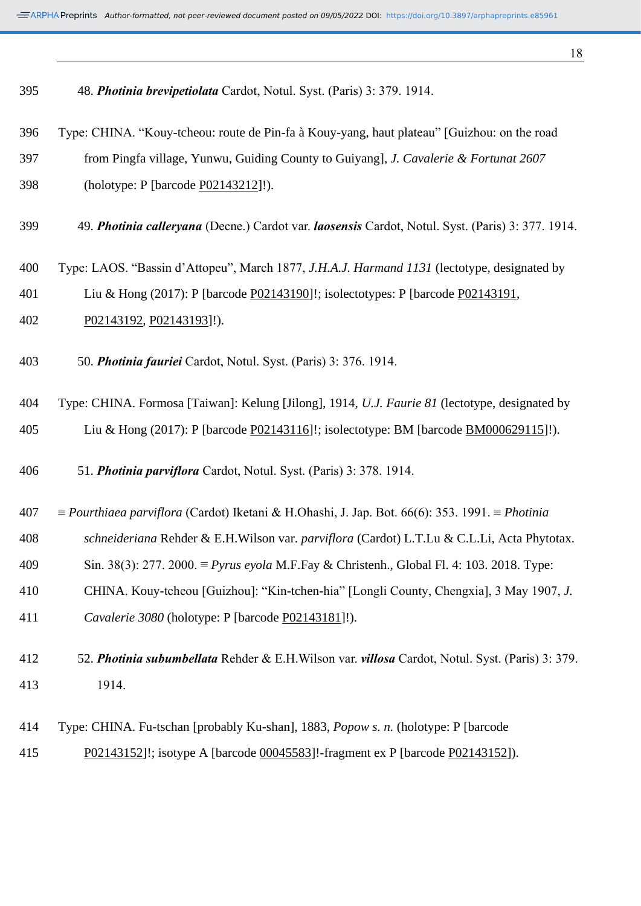48. ***Photinia brevipetiolata*** Cardot, Notul. Syst. (Paris) 3: 379. 1914.

Type: CHINA. "Kouy-tcheou: route de Pin-fa à Kouy-yang, haut plateau" [Guizhou: on the road from Pingfa village, Yunwu, Guiding County to Guiyang], *J. Cavalerie & Fortunat 2607* (holotype: P [barcode P02143212]!).

49. ***Photinia calleryana*** (Decne.) Cardot var. ***laosensis*** Cardot, Notul. Syst. (Paris) 3: 377. 1914.

Type: LAOS. "Bassin d'Attopeu", March 1877, *J.H.A.J. Harmand 1131* (lectotype, designated by Liu & Hong (2017): P [barcode P02143190]!; isolectotypes: P [barcode P02143191, P02143192, P02143193]!).

50. ***Photinia fauriei*** Cardot, Notul. Syst. (Paris) 3: 376. 1914.

Type: CHINA. Formosa [Taiwan]: Kelung [Jilong], 1914, *U.J. Faurie 81* (lectotype, designated by Liu & Hong (2017): P [barcode P02143116]!; isolectotype: BM [barcode BM000629115]!).

51. ***Photinia parviflora*** Cardot, Notul. Syst. (Paris) 3: 378. 1914.

≡ *Pourthiaea parviflora* (Cardot) Iketani & H.Ohashi, J. Jap. Bot. 66(6): 353. 1991. ≡ *Photinia schneideriana* Rehder & E.H.Wilson var. *parviflora* (Cardot) L.T.Lu & C.L.Li, Acta Phytotax. Sin. 38(3): 277. 2000. ≡ *Pyrus eyola* M.F.Fay & Christenh., Global Fl. 4: 103. 2018. Type: CHINA. Kouy-tcheou [Guizhou]: "Kin-tchen-hia" [Longli County, Chengxia], 3 May 1907, *J. Cavalerie 3080* (holotype: P [barcode P02143181]!).

52. ***Photinia subumbellata*** Rehder & E.H.Wilson var. ***villosa*** Cardot, Notul. Syst. (Paris) 3: 379. 1914.

Type: CHINA. Fu-tschan [probably Ku-shan], 1883, *Popow s. n.* (holotype: P [barcode P02143152]!; isotype A [barcode 00045583]!-fragment ex P [barcode P02143152]).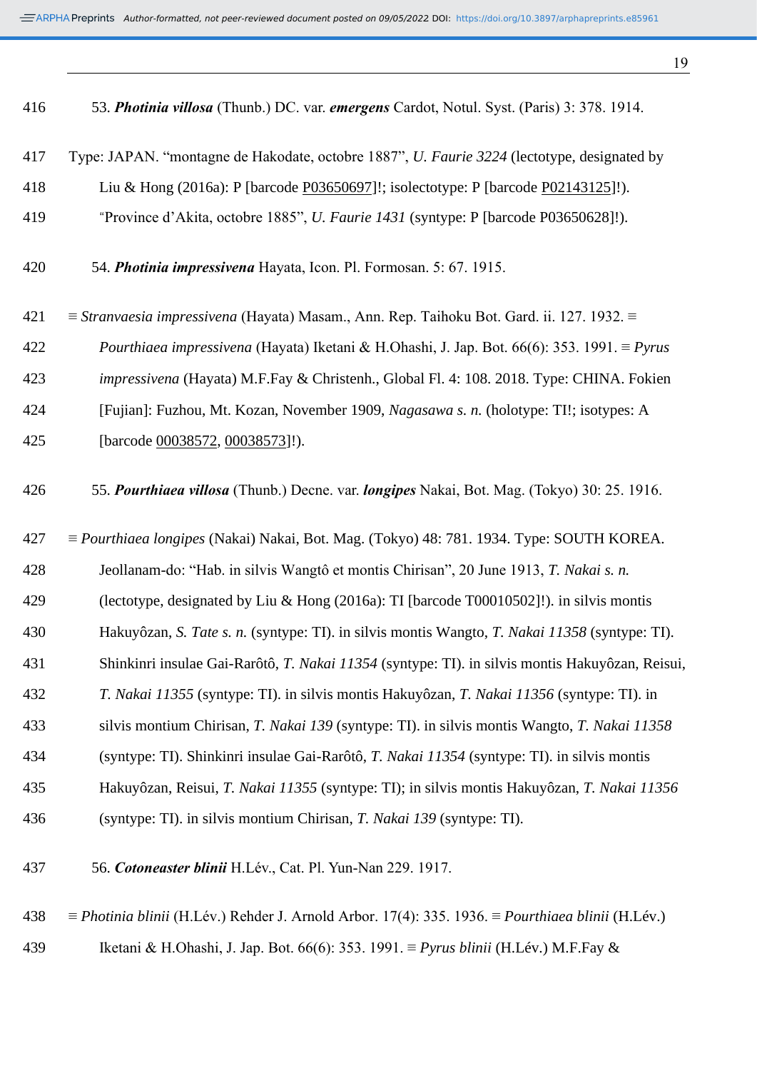53. ***Photinia villosa*** (Thunb.) DC. var. ***emergens*** Cardot, Notul. Syst. (Paris) 3: 378. 1914.

Type: JAPAN. "montagne de Hakodate, octobre 1887", *U. Faurie 3224* (lectotype, designated by Liu & Hong (2016a): P [barcode P03650697]!; isolectotype: P [barcode P02143125]!). "Province d'Akita, octobre 1885", *U. Faurie 1431* (syntype: P [barcode P03650628]!).

54. ***Photinia impressivena*** Hayata, Icon. Pl. Formosan. 5: 67. 1915.

≡ *Stranvaesia impressivena* (Hayata) Masam., Ann. Rep. Taihoku Bot. Gard. ii. 127. 1932. ≡ *Pourthiaea impressivena* (Hayata) Iketani & H.Ohashi, J. Jap. Bot. 66(6): 353. 1991. ≡ *Pyrus impressivena* (Hayata) M.F.Fay & Christenh., Global Fl. 4: 108. 2018. Type: CHINA. Fokien [Fujian]: Fuzhou, Mt. Kozan, November 1909, *Nagasawa s. n.* (holotype: TI!; isotypes: A [barcode 00038572, 00038573]!).

55. ***Pourthiaea villosa*** (Thunb.) Decne. var. ***longipes*** Nakai, Bot. Mag. (Tokyo) 30: 25. 1916.

≡ *Pourthiaea longipes* (Nakai) Nakai, Bot. Mag. (Tokyo) 48: 781. 1934. Type: SOUTH KOREA. Jeollanam-do: "Hab. in silvis Wangtô et montis Chirisan", 20 June 1913, *T. Nakai s. n.* (lectotype, designated by Liu & Hong (2016a): TI [barcode T00010502]!). in silvis montis Hakuyôzan, *S. Tate s. n.* (syntype: TI). in silvis montis Wangto, *T. Nakai 11358* (syntype: TI). Shinkinri insulae Gai-Rarôtô, *T. Nakai 11354* (syntype: TI). in silvis montis Hakuyôzan, Reisui, *T. Nakai 11355* (syntype: TI). in silvis montis Hakuyôzan, *T. Nakai 11356* (syntype: TI). in silvis montium Chirisan, *T. Nakai 139* (syntype: TI). in silvis montis Wangto, *T. Nakai 11358* (syntype: TI). Shinkinri insulae Gai-Rarôtô, *T. Nakai 11354* (syntype: TI). in silvis montis Hakuyôzan, Reisui, *T. Nakai 11355* (syntype: TI); in silvis montis Hakuyôzan, *T. Nakai 11356* (syntype: TI). in silvis montium Chirisan, *T. Nakai 139* (syntype: TI).

56. ***Cotoneaster blinii*** H.Lév., Cat. Pl. Yun-Nan 229. 1917.

≡ *Photinia blinii* (H.Lév.) Rehder J. Arnold Arbor. 17(4): 335. 1936. ≡ *Pourthiaea blinii* (H.Lév.) Iketani & H.Ohashi, J. Jap. Bot. 66(6): 353. 1991. ≡ *Pyrus blinii* (H.Lév.) M.F.Fay &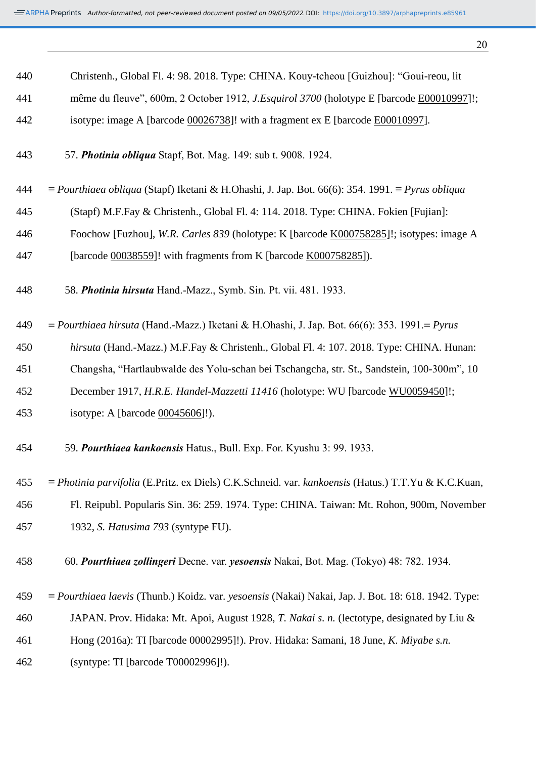Christenh., Global Fl. 4: 98. 2018. Type: CHINA. Kouy-tcheou [Guizhou]: "Goui-reou, lit même du fleuve", 600m, 2 October 1912, *J.Esquirol 3700* (holotype E [barcode E00010997]!; isotype: image A [barcode 00026738]! with a fragment ex E [barcode E00010997].

57. ***Photinia obliqua*** Stapf, Bot. Mag. 149: sub t. 9008. 1924.

≡ *Pourthiaea obliqua* (Stapf) Iketani & H.Ohashi, J. Jap. Bot. 66(6): 354. 1991. ≡ *Pyrus obliqua* (Stapf) M.F.Fay & Christenh., Global Fl. 4: 114. 2018. Type: CHINA. Fokien [Fujian]: Foochow [Fuzhou], *W.R. Carles 839* (holotype: K [barcode K000758285]!; isotypes: image A [barcode 00038559]! with fragments from K [barcode K000758285]).

58. ***Photinia hirsuta*** Hand.-Mazz., Symb. Sin. Pt. vii. 481. 1933.

≡ *Pourthiaea hirsuta* (Hand.-Mazz.) Iketani & H.Ohashi, J. Jap. Bot. 66(6): 353. 1991.≡ *Pyrus hirsuta* (Hand.-Mazz.) M.F.Fay & Christenh., Global Fl. 4: 107. 2018. Type: CHINA. Hunan: Changsha, "Hartlaubwalde des Yolu-schan bei Tschangcha, str. St., Sandstein, 100-300m", 10 December 1917, *H.R.E. Handel-Mazzetti 11416* (holotype: WU [barcode WU0059450]!; isotype: A [barcode 00045606]!).

59. ***Pourthiaea kankoensis*** Hatus., Bull. Exp. For. Kyushu 3: 99. 1933.

≡ *Photinia parvifolia* (E.Pritz. ex Diels) C.K.Schneid. var. *kankoensis* (Hatus.) T.T.Yu & K.C.Kuan, Fl. Reipubl. Popularis Sin. 36: 259. 1974. Type: CHINA. Taiwan: Mt. Rohon, 900m, November 1932, *S. Hatusima 793* (syntype FU).

60. ***Pourthiaea zollingeri*** Decne. var. ***yesoensis*** Nakai, Bot. Mag. (Tokyo) 48: 782. 1934.

≡ *Pourthiaea laevis* (Thunb.) Koidz. var. *yesoensis* (Nakai) Nakai, Jap. J. Bot. 18: 618. 1942. Type: JAPAN. Prov. Hidaka: Mt. Apoi, August 1928, *T. Nakai s. n.* (lectotype, designated by Liu & Hong (2016a): TI [barcode 00002995]!). Prov. Hidaka: Samani, 18 June, *K. Miyabe s.n.* (syntype: TI [barcode T00002996]!).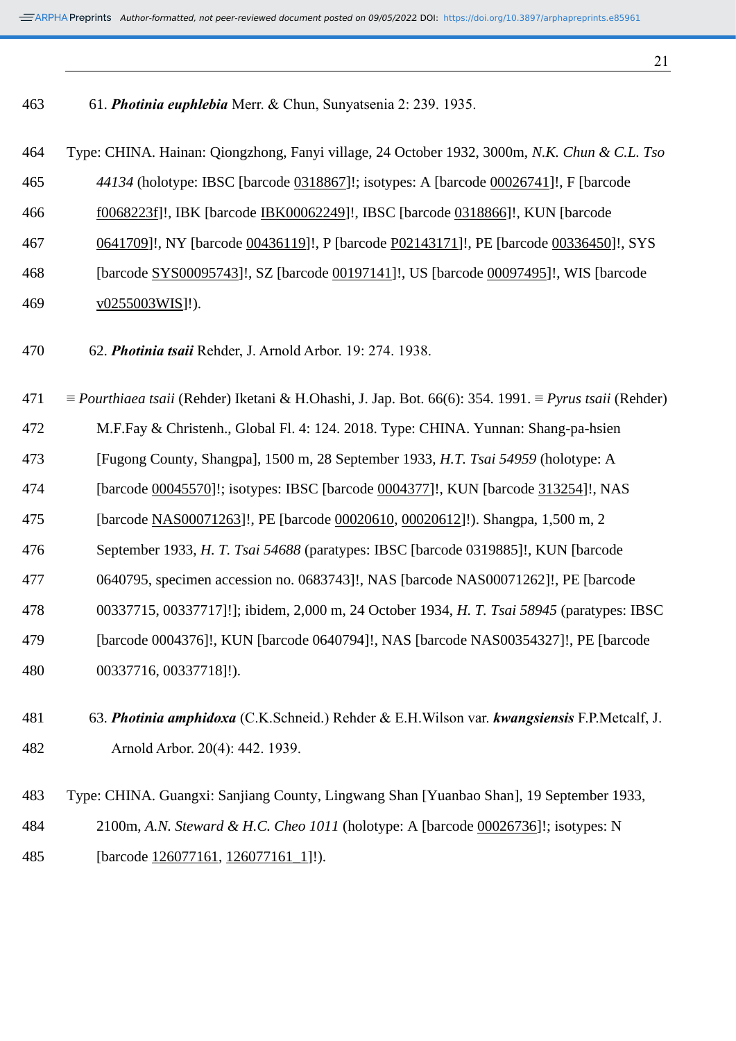61. ***Photinia euphlebia*** Merr. & Chun, Sunyatsenia 2: 239. 1935.

Type: CHINA. Hainan: Qiongzhong, Fanyi village, 24 October 1932, 3000m, *N.K. Chun & C.L. Tso 44134* (holotype: IBSC [barcode 0318867]!; isotypes: A [barcode 00026741]!, F [barcode f0068223f]!, IBK [barcode IBK00062249]!, IBSC [barcode 0318866]!, KUN [barcode 0641709]!, NY [barcode 00436119]!, P [barcode P02143171]!, PE [barcode 00336450]!, SYS [barcode SYS00095743]!, SZ [barcode 00197141]!, US [barcode 00097495]!, WIS [barcode v0255003WIS]!).

62. ***Photinia tsaii*** Rehder, J. Arnold Arbor. 19: 274. 1938.

≡ *Pourthiaea tsaii* (Rehder) Iketani & H.Ohashi, J. Jap. Bot. 66(6): 354. 1991. ≡ *Pyrus tsaii* (Rehder) M.F.Fay & Christenh., Global Fl. 4: 124. 2018. Type: CHINA. Yunnan: Shang-pa-hsien [Fugong County, Shangpa], 1500 m, 28 September 1933, *H.T. Tsai 54959* (holotype: A [barcode 00045570]!; isotypes: IBSC [barcode 0004377]!, KUN [barcode 313254]!, NAS [barcode NAS00071263]!, PE [barcode 00020610, 00020612]!). Shangpa, 1,500 m, 2 September 1933, *H. T. Tsai 54688* (paratypes: IBSC [barcode 0319885]!, KUN [barcode 0640795, specimen accession no. 0683743]!, NAS [barcode NAS00071262]!, PE [barcode 00337715, 00337717]!]; ibidem, 2,000 m, 24 October 1934, *H. T. Tsai 58945* (paratypes: IBSC [barcode 0004376]!, KUN [barcode 0640794]!, NAS [barcode NAS00354327]!, PE [barcode 00337716, 00337718]!).

63. ***Photinia amphidoxa*** (C.K.Schneid.) Rehder & E.H.Wilson var. ***kwangsiensis*** F.P.Metcalf, J. Arnold Arbor. 20(4): 442. 1939.

Type: CHINA. Guangxi: Sanjiang County, Lingwang Shan [Yuanbao Shan], 19 September 1933, 2100m, *A.N. Steward & H.C. Cheo 1011* (holotype: A [barcode 00026736]!; isotypes: N [barcode 126077161, 126077161_1]!).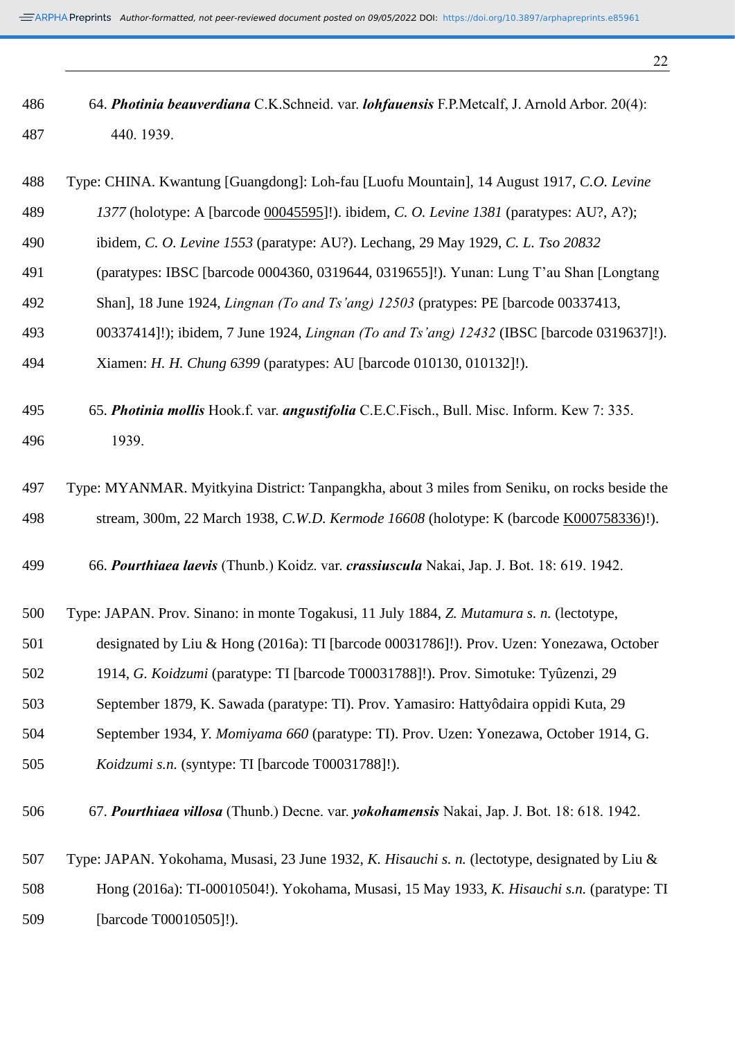64. ***Photinia beauverdiana*** C.K.Schneid. var. ***lohfauensis*** F.P.Metcalf, J. Arnold Arbor. 20(4): 440. 1939.

Type: CHINA. Kwantung [Guangdong]: Loh-fau [Luofu Mountain], 14 August 1917, *C.O. Levine 1377* (holotype: A [barcode 00045595]!). ibidem, *C. O. Levine 1381* (paratypes: AU?, A?); ibidem, *C. O. Levine 1553* (paratype: AU?). Lechang, 29 May 1929, *C. L. Tso 20832* (paratypes: IBSC [barcode 0004360, 0319644, 0319655]!). Yunan: Lung T'au Shan [Longtang Shan], 18 June 1924, *Lingnan (To and Ts'ang) 12503* (pratypes: PE [barcode 00337413, 00337414]!); ibidem, 7 June 1924, *Lingnan (To and Ts'ang) 12432* (IBSC [barcode 0319637]!). Xiamen: *H. H. Chung 6399* (paratypes: AU [barcode 010130, 010132]!).

65. ***Photinia mollis*** Hook.f. var. ***angustifolia*** C.E.C.Fisch., Bull. Misc. Inform. Kew 7: 335. 1939.

Type: MYANMAR. Myitkyina District: Tanpangkha, about 3 miles from Seniku, on rocks beside the stream, 300m, 22 March 1938, *C.W.D. Kermode 16608* (holotype: K (barcode K000758336)!).

66. ***Pourthiaea laevis*** (Thunb.) Koidz. var. ***crassiuscula*** Nakai, Jap. J. Bot. 18: 619. 1942.

Type: JAPAN. Prov. Sinano: in monte Togakusi, 11 July 1884, *Z. Mutamura s. n.* (lectotype, designated by Liu & Hong (2016a): TI [barcode 00031786]!). Prov. Uzen: Yonezawa, October 1914, *G. Koidzumi* (paratype: TI [barcode T00031788]!). Prov. Simotuke: Tyûzenzi, 29 September 1879, K. Sawada (paratype: TI). Prov. Yamasiro: Hattyôdaira oppidi Kuta, 29 September 1934, *Y. Momiyama 660* (paratype: TI). Prov. Uzen: Yonezawa, October 1914, G. *Koidzumi s.n.* (syntype: TI [barcode T00031788]!).

67. ***Pourthiaea villosa*** (Thunb.) Decne. var. ***yokohamensis*** Nakai, Jap. J. Bot. 18: 618. 1942.

Type: JAPAN. Yokohama, Musasi, 23 June 1932, *K. Hisauchi s. n.* (lectotype, designated by Liu & Hong (2016a): TI-00010504!). Yokohama, Musasi, 15 May 1933, *K. Hisauchi s.n.* (paratype: TI [barcode T00010505]!).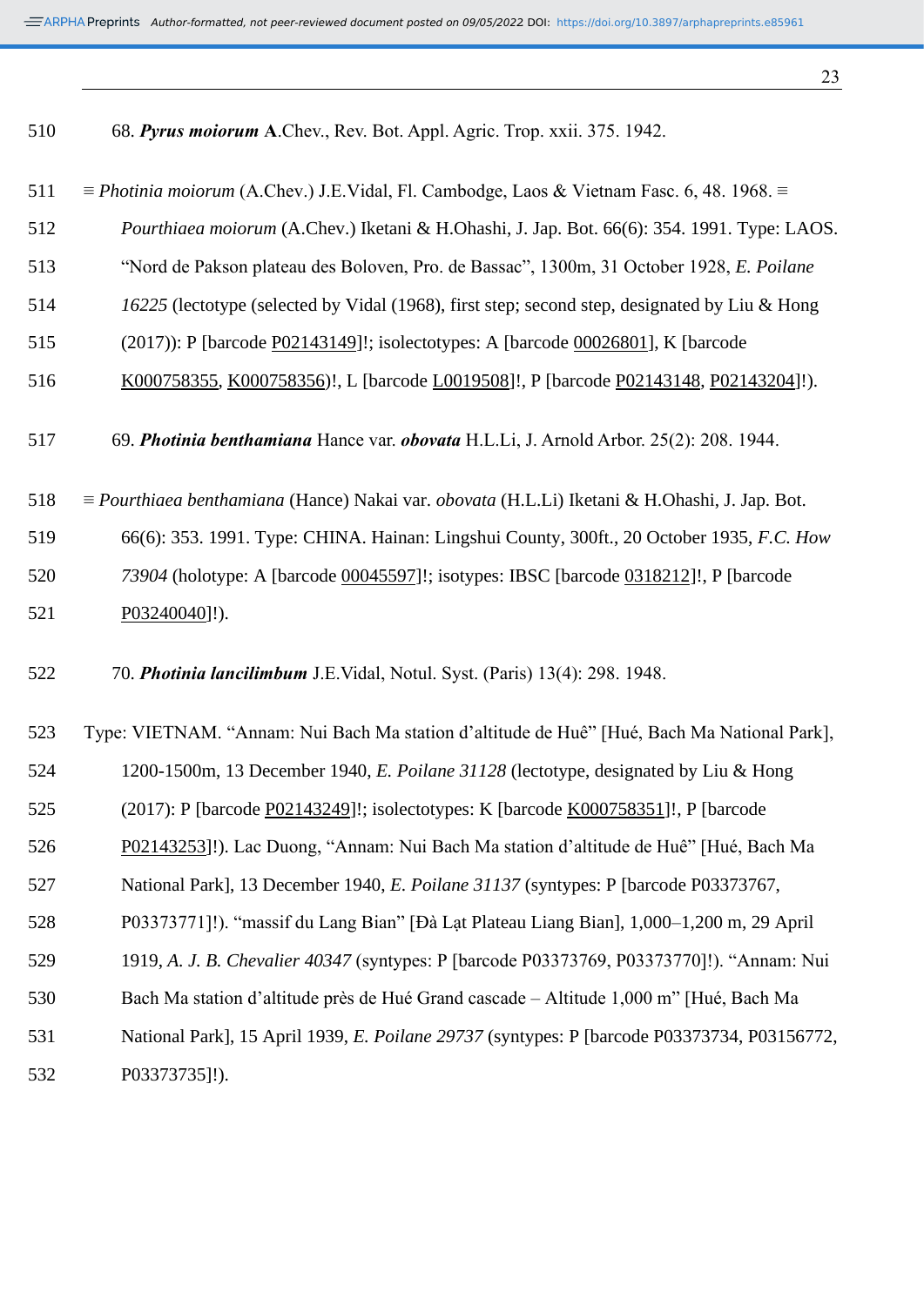68. ***Pyrus moiorum*** **A**.Chev., Rev. Bot. Appl. Agric. Trop. xxii. 375. 1942.

≡ *Photinia moiorum* (A.Chev.) J.E.Vidal, Fl. Cambodge, Laos & Vietnam Fasc. 6, 48. 1968. ≡ *Pourthiaea moiorum* (A.Chev.) Iketani & H.Ohashi, J. Jap. Bot. 66(6): 354. 1991. Type: LAOS. "Nord de Pakson plateau des Boloven, Pro. de Bassac", 1300m, 31 October 1928, *E. Poilane 16225* (lectotype (selected by Vidal (1968), first step; second step, designated by Liu & Hong (2017)): P [barcode P02143149]!; isolectotypes: A [barcode 00026801], K [barcode K000758355, K000758356)!, L [barcode L0019508]!, P [barcode P02143148, P02143204]!).

69. ***Photinia benthamiana*** Hance var. ***obovata*** H.L.Li, J. Arnold Arbor. 25(2): 208. 1944.

≡ *Pourthiaea benthamiana* (Hance) Nakai var. *obovata* (H.L.Li) Iketani & H.Ohashi, J. Jap. Bot. 66(6): 353. 1991. Type: CHINA. Hainan: Lingshui County, 300ft., 20 October 1935, *F.C. How 73904* (holotype: A [barcode 00045597]!; isotypes: IBSC [barcode 0318212]!, P [barcode P03240040]!).

70. ***Photinia lancilimbum*** J.E.Vidal, Notul. Syst. (Paris) 13(4): 298. 1948.

Type: VIETNAM. "Annam: Nui Bach Ma station d'altitude de Huê" [Hué, Bach Ma National Park], 1200-1500m, 13 December 1940, *E. Poilane 31128* (lectotype, designated by Liu & Hong (2017): P [barcode P02143249]!; isolectotypes: K [barcode K000758351]!, P [barcode P02143253]!). Lac Duong, "Annam: Nui Bach Ma station d'altitude de Huê" [Hué, Bach Ma National Park], 13 December 1940, *E. Poilane 31137* (syntypes: P [barcode P03373767, P03373771]!). "massif du Lang Bian" [Đà Lạt Plateau Liang Bian], 1,000–1,200 m, 29 April 1919, *A. J. B. Chevalier 40347* (syntypes: P [barcode P03373769, P03373770]!). "Annam: Nui Bach Ma station d'altitude près de Hué Grand cascade – Altitude 1,000 m" [Hué, Bach Ma National Park], 15 April 1939, *E. Poilane 29737* (syntypes: P [barcode P03373734, P03156772, P03373735]!).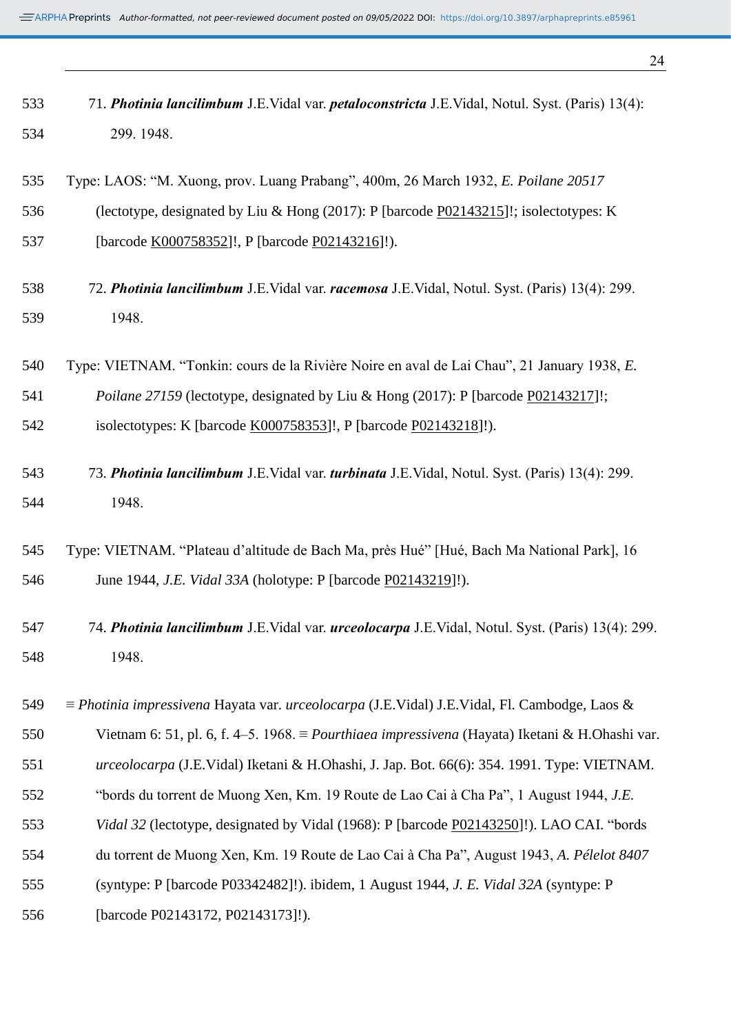71. ***Photinia lancilimbum*** J.E.Vidal var. ***petaloconstricta*** J.E.Vidal, Notul. Syst. (Paris) 13(4): 299. 1948.

Type: LAOS: "M. Xuong, prov. Luang Prabang", 400m, 26 March 1932, *E. Poilane 20517* (lectotype, designated by Liu & Hong (2017): P [barcode P02143215]!; isolectotypes: K [barcode K000758352]!, P [barcode P02143216]!).

72. ***Photinia lancilimbum*** J.E.Vidal var. ***racemosa*** J.E.Vidal, Notul. Syst. (Paris) 13(4): 299. 1948.

Type: VIETNAM. "Tonkin: cours de la Rivière Noire en aval de Lai Chau", 21 January 1938, *E. Poilane 27159* (lectotype, designated by Liu & Hong (2017): P [barcode P02143217]!; isolectotypes: K [barcode K000758353]!, P [barcode P02143218]!).

73. ***Photinia lancilimbum*** J.E.Vidal var. ***turbinata*** J.E.Vidal, Notul. Syst. (Paris) 13(4): 299. 1948.

Type: VIETNAM. "Plateau d'altitude de Bach Ma, près Hué" [Hué, Bach Ma National Park], 16 June 1944, *J.E. Vidal 33A* (holotype: P [barcode P02143219]!).

74. ***Photinia lancilimbum*** J.E.Vidal var. ***urceolocarpa*** J.E.Vidal, Notul. Syst. (Paris) 13(4): 299. 1948.

≡ *Photinia impressivena* Hayata var. *urceolocarpa* (J.E.Vidal) J.E.Vidal, Fl. Cambodge, Laos & Vietnam 6: 51, pl. 6, f. 4–5. 1968. ≡ *Pourthiaea impressivena* (Hayata) Iketani & H.Ohashi var. *urceolocarpa* (J.E.Vidal) Iketani & H.Ohashi, J. Jap. Bot. 66(6): 354. 1991. Type: VIETNAM. "bords du torrent de Muong Xen, Km. 19 Route de Lao Cai à Cha Pa", 1 August 1944, *J.E. Vidal 32* (lectotype, designated by Vidal (1968): P [barcode P02143250]!). LAO CAI. "bords du torrent de Muong Xen, Km. 19 Route de Lao Cai à Cha Pa", August 1943, *A. Pélelot 8407* (syntype: P [barcode P03342482]!). ibidem, 1 August 1944, *J. E. Vidal 32A* (syntype: P [barcode P02143172, P02143173]!).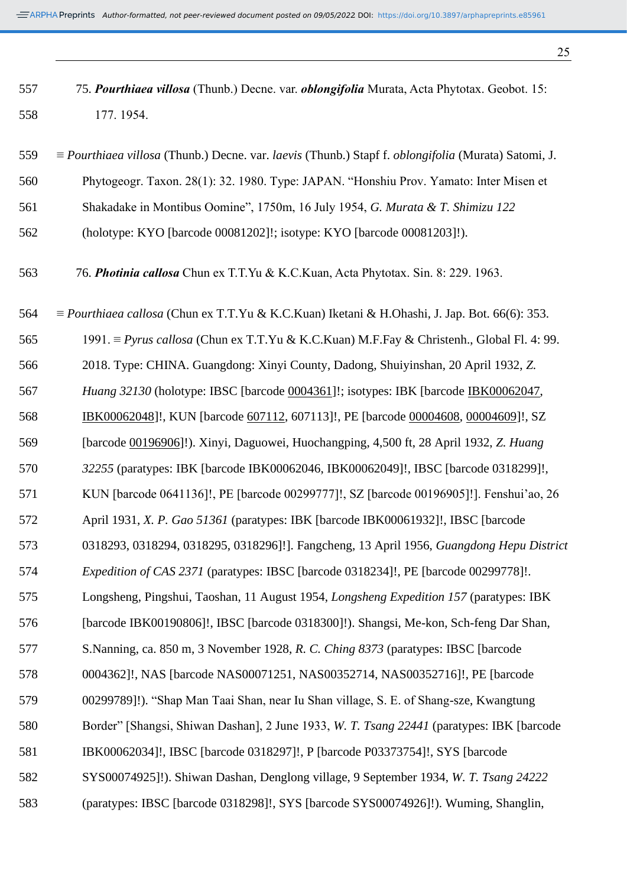75. ***Pourthiaea villosa*** (Thunb.) Decne. var. ***oblongifolia*** Murata, Acta Phytotax. Geobot. 15: 177. 1954.

≡ *Pourthiaea villosa* (Thunb.) Decne. var. *laevis* (Thunb.) Stapf f. *oblongifolia* (Murata) Satomi, J. Phytogeogr. Taxon. 28(1): 32. 1980. Type: JAPAN. "Honshiu Prov. Yamato: Inter Misen et Shakadake in Montibus Oomine", 1750m, 16 July 1954, *G. Murata & T. Shimizu 122* (holotype: KYO [barcode 00081202]!; isotype: KYO [barcode 00081203]!).

76. ***Photinia callosa*** Chun ex T.T.Yu & K.C.Kuan, Acta Phytotax. Sin. 8: 229. 1963.

≡ *Pourthiaea callosa* (Chun ex T.T.Yu & K.C.Kuan) Iketani & H.Ohashi, J. Jap. Bot. 66(6): 353. 1991. ≡ *Pyrus callosa* (Chun ex T.T.Yu & K.C.Kuan) M.F.Fay & Christenh., Global Fl. 4: 99. 2018. Type: CHINA. Guangdong: Xinyi County, Dadong, Shuiyinshan, 20 April 1932, *Z. Huang 32130* (holotype: IBSC [barcode 0004361]!; isotypes: IBK [barcode IBK00062047, IBK00062048]!, KUN [barcode 607112, 607113]!, PE [barcode 00004608, 00004609]!, SZ [barcode 00196906]!). Xinyi, Daguowei, Huochangping, 4,500 ft, 28 April 1932, *Z. Huang 32255* (paratypes: IBK [barcode IBK00062046, IBK00062049]!, IBSC [barcode 0318299]!, KUN [barcode 0641136]!, PE [barcode 00299777]!, SZ [barcode 00196905]!]. Fenshui'ao, 26 April 1931, *X. P. Gao 51361* (paratypes: IBK [barcode IBK00061932]!, IBSC [barcode 0318293, 0318294, 0318295, 0318296]!]. Fangcheng, 13 April 1956, *Guangdong Hepu District Expedition of CAS 2371* (paratypes: IBSC [barcode 0318234]!, PE [barcode 00299778]!. Longsheng, Pingshui, Taoshan, 11 August 1954, *Longsheng Expedition 157* (paratypes: IBK [barcode IBK00190806]!, IBSC [barcode 0318300]!). Shangsi, Me-kon, Sch-feng Dar Shan, S.Nanning, ca. 850 m, 3 November 1928, *R. C. Ching 8373* (paratypes: IBSC [barcode 0004362]!, NAS [barcode NAS00071251, NAS00352714, NAS00352716]!, PE [barcode 00299789]!). "Shap Man Taai Shan, near Iu Shan village, S. E. of Shang-sze, Kwangtung Border" [Shangsi, Shiwan Dashan], 2 June 1933, *W. T. Tsang 22441* (paratypes: IBK [barcode IBK00062034]!, IBSC [barcode 0318297]!, P [barcode P03373754]!, SYS [barcode SYS00074925]!). Shiwan Dashan, Denglong village, 9 September 1934, *W. T. Tsang 24222* (paratypes: IBSC [barcode 0318298]!, SYS [barcode SYS00074926]!). Wuming, Shanglin,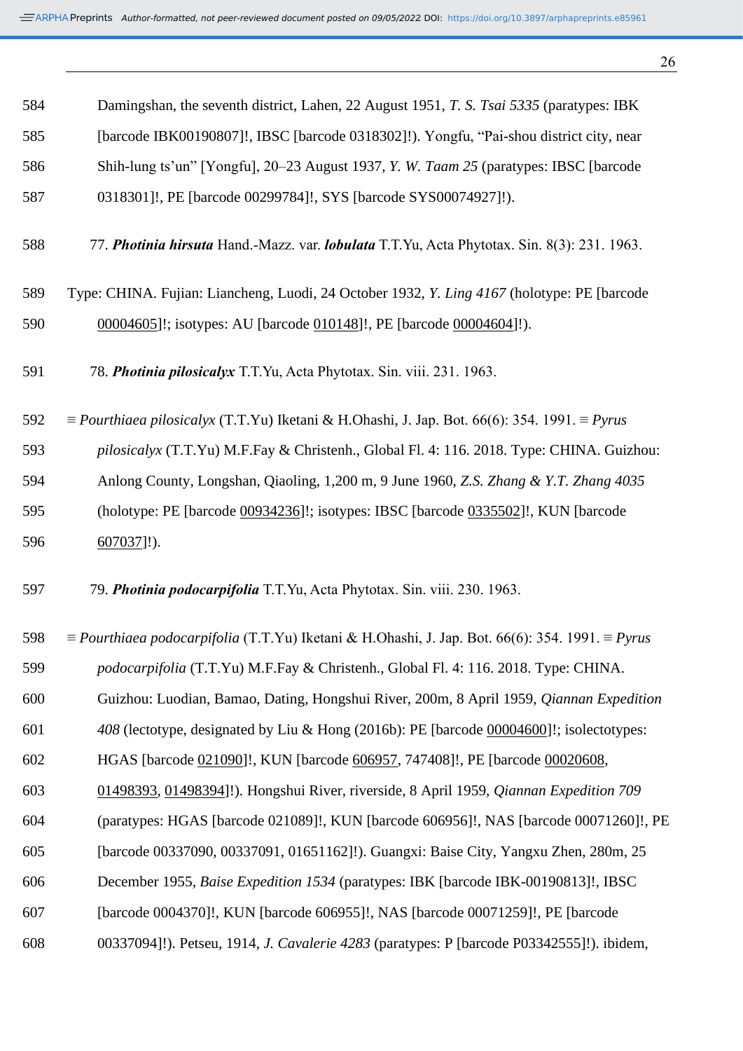Damingshan, the seventh district, Lahen, 22 August 1951, *T. S. Tsai 5335* (paratypes: IBK [barcode IBK00190807]!, IBSC [barcode 0318302]!). Yongfu, "Pai-shou district city, near Shih-lung ts'un" [Yongfu], 20–23 August 1937, *Y. W. Taam 25* (paratypes: IBSC [barcode 0318301]!, PE [barcode 00299784]!, SYS [barcode SYS00074927]!).

77. ***Photinia hirsuta*** Hand.-Mazz. var. ***lobulata*** T.T.Yu, Acta Phytotax. Sin. 8(3): 231. 1963.

Type: CHINA. Fujian: Liancheng, Luodi, 24 October 1932, *Y. Ling 4167* (holotype: PE [barcode 00004605]!; isotypes: AU [barcode 010148]!, PE [barcode 00004604]!).

78. ***Photinia pilosicalyx*** T.T.Yu, Acta Phytotax. Sin. viii. 231. 1963.

≡ *Pourthiaea pilosicalyx* (T.T.Yu) Iketani & H.Ohashi, J. Jap. Bot. 66(6): 354. 1991. ≡ *Pyrus pilosicalyx* (T.T.Yu) M.F.Fay & Christenh., Global Fl. 4: 116. 2018. Type: CHINA. Guizhou: Anlong County, Longshan, Qiaoling, 1,200 m, 9 June 1960, *Z.S. Zhang & Y.T. Zhang 4035* (holotype: PE [barcode 00934236]!; isotypes: IBSC [barcode 0335502]!, KUN [barcode 607037]!).

79. ***Photinia podocarpifolia*** T.T.Yu, Acta Phytotax. Sin. viii. 230. 1963.

≡ *Pourthiaea podocarpifolia* (T.T.Yu) Iketani & H.Ohashi, J. Jap. Bot. 66(6): 354. 1991. ≡ *Pyrus podocarpifolia* (T.T.Yu) M.F.Fay & Christenh., Global Fl. 4: 116. 2018. Type: CHINA. Guizhou: Luodian, Bamao, Dating, Hongshui River, 200m, 8 April 1959, *Qiannan Expedition 408* (lectotype, designated by Liu & Hong (2016b): PE [barcode 00004600]!; isolectotypes: HGAS [barcode 021090]!, KUN [barcode 606957, 747408]!, PE [barcode 00020608, 01498393, 01498394]!). Hongshui River, riverside, 8 April 1959, *Qiannan Expedition 709* (paratypes: HGAS [barcode 021089]!, KUN [barcode 606956]!, NAS [barcode 00071260]!, PE [barcode 00337090, 00337091, 01651162]!). Guangxi: Baise City, Yangxu Zhen, 280m, 25 December 1955, *Baise Expedition 1534* (paratypes: IBK [barcode IBK-00190813]!, IBSC [barcode 0004370]!, KUN [barcode 606955]!, NAS [barcode 00071259]!, PE [barcode 00337094]!). Petseu, 1914, *J. Cavalerie 4283* (paratypes: P [barcode P03342555]!). ibidem,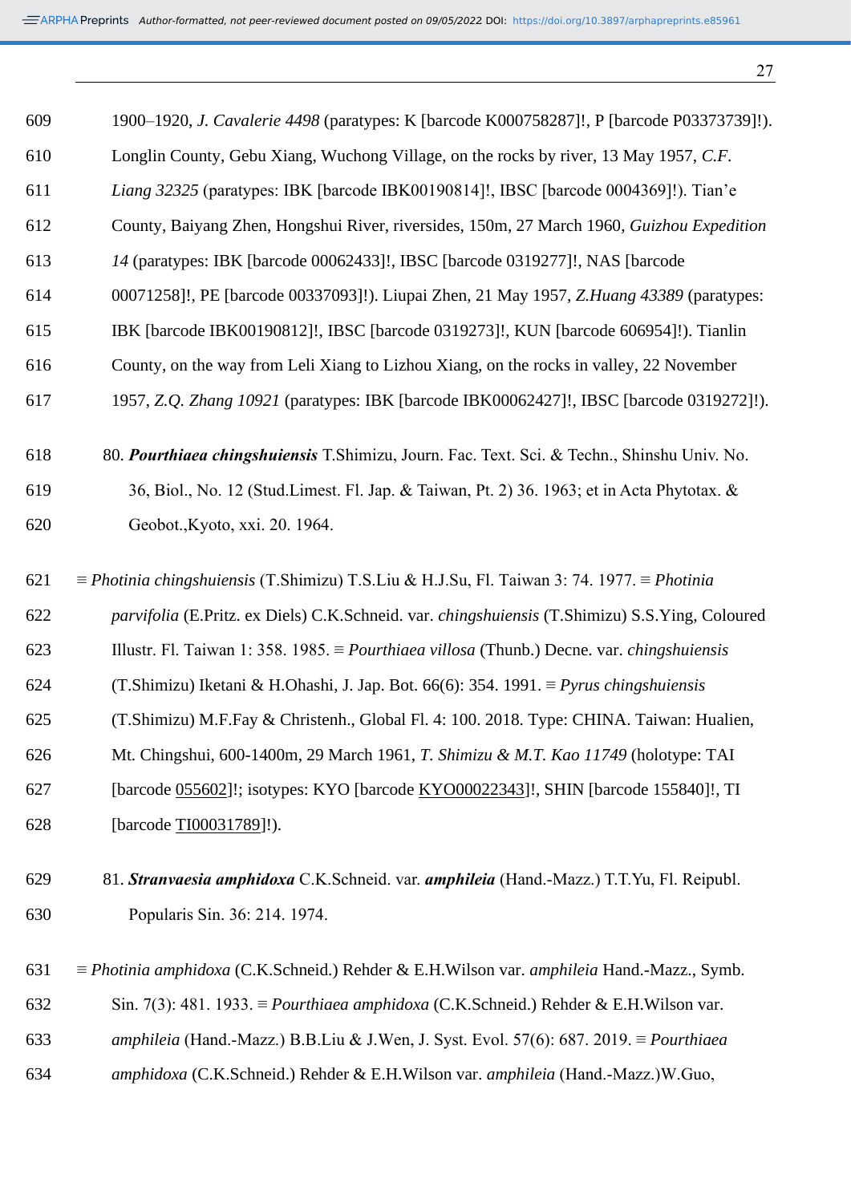1900–1920, *J. Cavalerie 4498* (paratypes: K [barcode K000758287]!, P [barcode P03373739]!). Longlin County, Gebu Xiang, Wuchong Village, on the rocks by river, 13 May 1957, *C.F. Liang 32325* (paratypes: IBK [barcode IBK00190814]!, IBSC [barcode 0004369]!). Tian'e County, Baiyang Zhen, Hongshui River, riversides, 150m, 27 March 1960, *Guizhou Expedition 14* (paratypes: IBK [barcode 00062433]!, IBSC [barcode 0319277]!, NAS [barcode 00071258]!, PE [barcode 00337093]!). Liupai Zhen, 21 May 1957, *Z.Huang 43389* (paratypes: IBK [barcode IBK00190812]!, IBSC [barcode 0319273]!, KUN [barcode 606954]!). Tianlin County, on the way from Leli Xiang to Lizhou Xiang, on the rocks in valley, 22 November 1957, *Z.Q. Zhang 10921* (paratypes: IBK [barcode IBK00062427]!, IBSC [barcode 0319272]!).

80. ***Pourthiaea chingshuiensis*** T.Shimizu, Journ. Fac. Text. Sci. & Techn., Shinshu Univ. No. 36, Biol., No. 12 (Stud.Limest. Fl. Jap. & Taiwan, Pt. 2) 36. 1963; et in Acta Phytotax. & Geobot.,Kyoto, xxi. 20. 1964.

≡ *Photinia chingshuiensis* (T.Shimizu) T.S.Liu & H.J.Su, Fl. Taiwan 3: 74. 1977. ≡ *Photinia parvifolia* (E.Pritz. ex Diels) C.K.Schneid. var. *chingshuiensis* (T.Shimizu) S.S.Ying, Coloured Illustr. Fl. Taiwan 1: 358. 1985. ≡ *Pourthiaea villosa* (Thunb.) Decne. var. *chingshuiensis* (T.Shimizu) Iketani & H.Ohashi, J. Jap. Bot. 66(6): 354. 1991. ≡ *Pyrus chingshuiensis* (T.Shimizu) M.F.Fay & Christenh., Global Fl. 4: 100. 2018. Type: CHINA. Taiwan: Hualien, Mt. Chingshui, 600-1400m, 29 March 1961, *T. Shimizu & M.T. Kao 11749* (holotype: TAI [barcode 055602]!; isotypes: KYO [barcode KYO00022343]!, SHIN [barcode 155840]!, TI [barcode TI00031789]!).

81. ***Stranvaesia amphidoxa*** C.K.Schneid. var. ***amphileia*** (Hand.-Mazz.) T.T.Yu, Fl. Reipubl. Popularis Sin. 36: 214. 1974.

≡ *Photinia amphidoxa* (C.K.Schneid.) Rehder & E.H.Wilson var. *amphileia* Hand.-Mazz., Symb. Sin. 7(3): 481. 1933. ≡ *Pourthiaea amphidoxa* (C.K.Schneid.) Rehder & E.H.Wilson var. *amphileia* (Hand.-Mazz.) B.B.Liu & J.Wen, J. Syst. Evol. 57(6): 687. 2019. ≡ *Pourthiaea amphidoxa* (C.K.Schneid.) Rehder & E.H.Wilson var. *amphileia* (Hand.-Mazz.)W.Guo,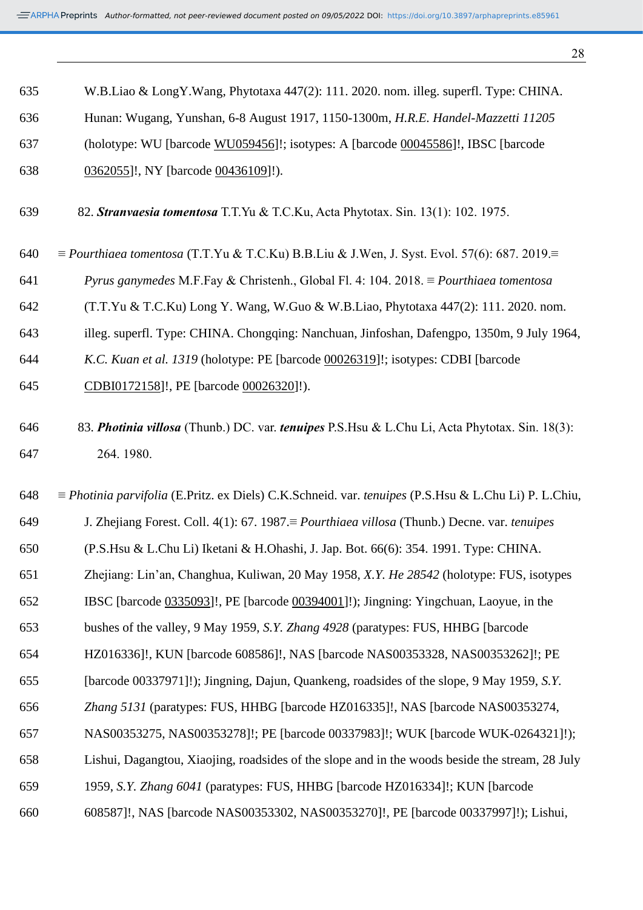W.B.Liao & LongY.Wang, Phytotaxa 447(2): 111. 2020. nom. illeg. superfl. Type: CHINA. Hunan: Wugang, Yunshan, 6-8 August 1917, 1150-1300m, *H.R.E. Handel-Mazzetti 11205* (holotype: WU [barcode WU059456]!; isotypes: A [barcode 00045586]!, IBSC [barcode 0362055]!, NY [barcode 00436109]!).

82. ***Stranvaesia tomentosa*** T.T.Yu & T.C.Ku, Acta Phytotax. Sin. 13(1): 102. 1975.

≡ *Pourthiaea tomentosa* (T.T.Yu & T.C.Ku) B.B.Liu & J.Wen, J. Syst. Evol. 57(6): 687. 2019.≡ *Pyrus ganymedes* M.F.Fay & Christenh., Global Fl. 4: 104. 2018. ≡ *Pourthiaea tomentosa* (T.T.Yu & T.C.Ku) Long Y. Wang, W.Guo & W.B.Liao, Phytotaxa 447(2): 111. 2020. nom. illeg. superfl. Type: CHINA. Chongqing: Nanchuan, Jinfoshan, Dafengpo, 1350m, 9 July 1964, *K.C. Kuan et al. 1319* (holotype: PE [barcode 00026319]!; isotypes: CDBI [barcode CDBI0172158]!, PE [barcode 00026320]!).

83. ***Photinia villosa*** (Thunb.) DC. var. ***tenuipes*** P.S.Hsu & L.Chu Li, Acta Phytotax. Sin. 18(3): 264. 1980.

≡ *Photinia parvifolia* (E.Pritz. ex Diels) C.K.Schneid. var. *tenuipes* (P.S.Hsu & L.Chu Li) P. L.Chiu, J. Zhejiang Forest. Coll. 4(1): 67. 1987.≡ *Pourthiaea villosa* (Thunb.) Decne. var. *tenuipes* (P.S.Hsu & L.Chu Li) Iketani & H.Ohashi, J. Jap. Bot. 66(6): 354. 1991. Type: CHINA. Zhejiang: Lin'an, Changhua, Kuliwan, 20 May 1958, *X.Y. He 28542* (holotype: FUS, isotypes IBSC [barcode 0335093]!, PE [barcode 00394001]!); Jingning: Yingchuan, Laoyue, in the bushes of the valley, 9 May 1959, *S.Y. Zhang 4928* (paratypes: FUS, HHBG [barcode HZ016336]!, KUN [barcode 608586]!, NAS [barcode NAS00353328, NAS00353262]!; PE [barcode 00337971]!); Jingning, Dajun, Quankeng, roadsides of the slope, 9 May 1959, *S.Y. Zhang 5131* (paratypes: FUS, HHBG [barcode HZ016335]!, NAS [barcode NAS00353274, NAS00353275, NAS00353278]!; PE [barcode 00337983]!; WUK [barcode WUK-0264321]!); Lishui, Dagangtou, Xiaojing, roadsides of the slope and in the woods beside the stream, 28 July 1959, *S.Y. Zhang 6041* (paratypes: FUS, HHBG [barcode HZ016334]!; KUN [barcode 608587]!, NAS [barcode NAS00353302, NAS00353270]!, PE [barcode 00337997]!); Lishui,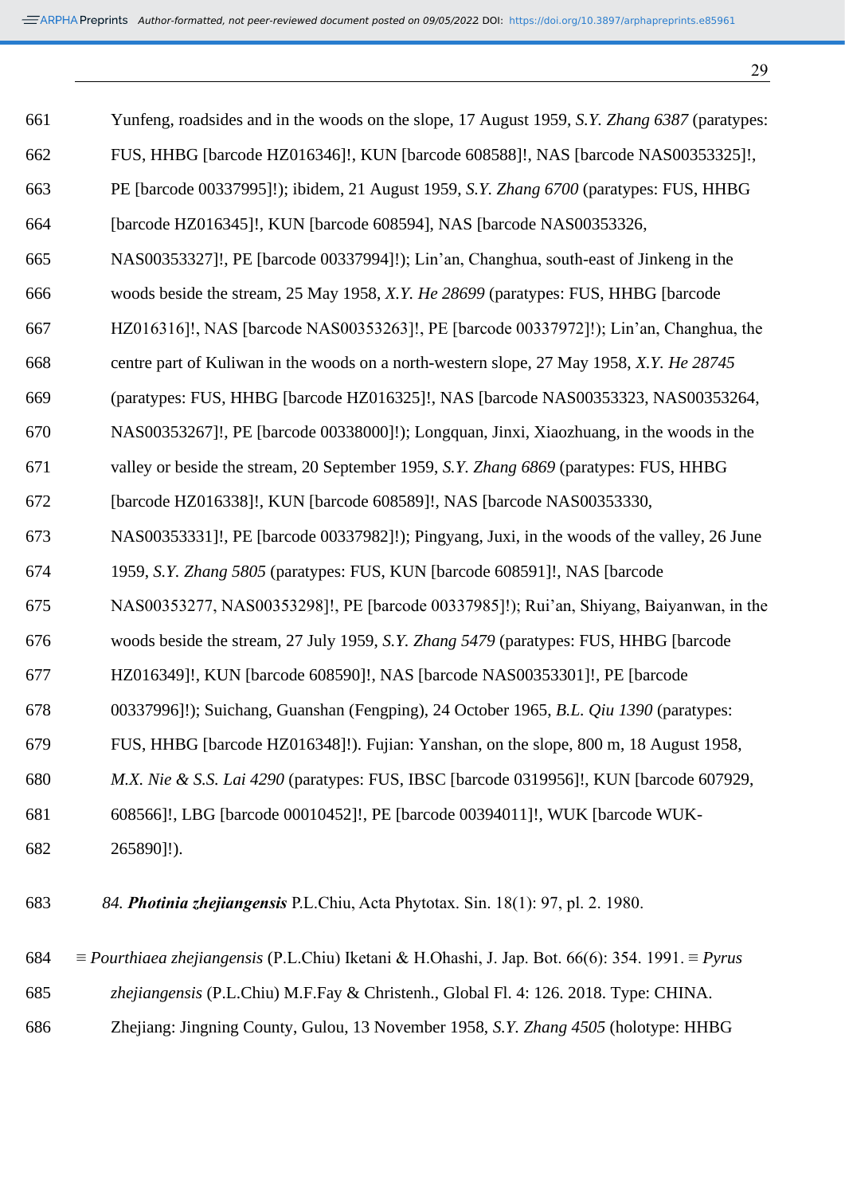Yunfeng, roadsides and in the woods on the slope, 17 August 1959, *S.Y. Zhang 6387* (paratypes: FUS, HHBG [barcode HZ016346]!, KUN [barcode 608588]!, NAS [barcode NAS00353325]!, PE [barcode 00337995]!); ibidem, 21 August 1959, *S.Y. Zhang 6700* (paratypes: FUS, HHBG [barcode HZ016345]!, KUN [barcode 608594], NAS [barcode NAS00353326, NAS00353327]!, PE [barcode 00337994]!); Lin'an, Changhua, south-east of Jinkeng in the woods beside the stream, 25 May 1958, *X.Y. He 28699* (paratypes: FUS, HHBG [barcode HZ016316]!, NAS [barcode NAS00353263]!, PE [barcode 00337972]!); Lin'an, Changhua, the centre part of Kuliwan in the woods on a north-western slope, 27 May 1958, *X.Y. He 28745* (paratypes: FUS, HHBG [barcode HZ016325]!, NAS [barcode NAS00353323, NAS00353264, NAS00353267]!, PE [barcode 00338000]!); Longquan, Jinxi, Xiaozhuang, in the woods in the valley or beside the stream, 20 September 1959, *S.Y. Zhang 6869* (paratypes: FUS, HHBG [barcode HZ016338]!, KUN [barcode 608589]!, NAS [barcode NAS00353330, NAS00353331]!, PE [barcode 00337982]!); Pingyang, Juxi, in the woods of the valley, 26 June 1959, *S.Y. Zhang 5805* (paratypes: FUS, KUN [barcode 608591]!, NAS [barcode NAS00353277, NAS00353298]!, PE [barcode 00337985]!); Rui'an, Shiyang, Baiyanwan, in the woods beside the stream, 27 July 1959, *S.Y. Zhang 5479* (paratypes: FUS, HHBG [barcode HZ016349]!, KUN [barcode 608590]!, NAS [barcode NAS00353301]!, PE [barcode 00337996]!); Suichang, Guanshan (Fengping), 24 October 1965, *B.L. Qiu 1390* (paratypes: FUS, HHBG [barcode HZ016348]!). Fujian: Yanshan, on the slope, 800 m, 18 August 1958, *M.X. Nie & S.S. Lai 4290* (paratypes: FUS, IBSC [barcode 0319956]!, KUN [barcode 607929, 608566]!, LBG [barcode 00010452]!, PE [barcode 00394011]!, WUK [barcode WUK-265890]!).

*84. **Photinia zhejiangensis*** P.L.Chiu, Acta Phytotax. Sin. 18(1): 97, pl. 2. 1980.

≡ *Pourthiaea zhejiangensis* (P.L.Chiu) Iketani & H.Ohashi, J. Jap. Bot. 66(6): 354. 1991. ≡ *Pyrus zhejiangensis* (P.L.Chiu) M.F.Fay & Christenh., Global Fl. 4: 126. 2018. Type: CHINA. Zhejiang: Jingning County, Gulou, 13 November 1958, *S.Y. Zhang 4505* (holotype: HHBG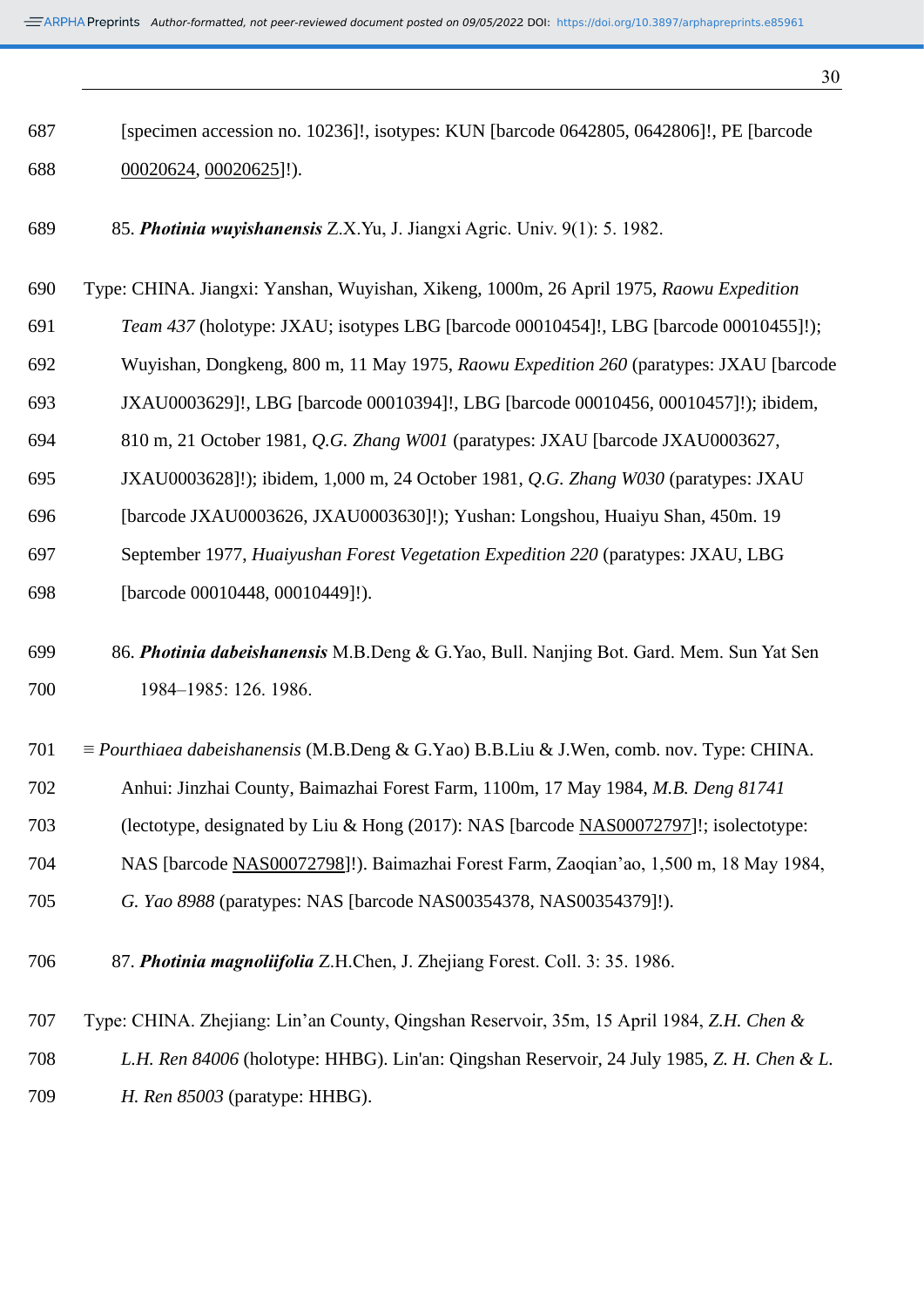[specimen accession no. 10236]!, isotypes: KUN [barcode 0642805, 0642806]!, PE [barcode 00020624, 00020625]!).

85. ***Photinia wuyishanensis*** Z.X.Yu, J. Jiangxi Agric. Univ. 9(1): 5. 1982.

Type: CHINA. Jiangxi: Yanshan, Wuyishan, Xikeng, 1000m, 26 April 1975, *Raowu Expedition Team 437* (holotype: JXAU; isotypes LBG [barcode 00010454]!, LBG [barcode 00010455]!); Wuyishan, Dongkeng, 800 m, 11 May 1975, *Raowu Expedition 260* (paratypes: JXAU [barcode JXAU0003629]!, LBG [barcode 00010394]!, LBG [barcode 00010456, 00010457]!); ibidem, 810 m, 21 October 1981, *Q.G. Zhang W001* (paratypes: JXAU [barcode JXAU0003627, JXAU0003628]!); ibidem, 1,000 m, 24 October 1981, *Q.G. Zhang W030* (paratypes: JXAU [barcode JXAU0003626, JXAU0003630]!); Yushan: Longshou, Huaiyu Shan, 450m. 19 September 1977, *Huaiyushan Forest Vegetation Expedition 220* (paratypes: JXAU, LBG [barcode 00010448, 00010449]!).

86. ***Photinia dabeishanensis*** M.B.Deng & G.Yao, Bull. Nanjing Bot. Gard. Mem. Sun Yat Sen 1984–1985: 126. 1986.

≡ *Pourthiaea dabeishanensis* (M.B.Deng & G.Yao) B.B.Liu & J.Wen, comb. nov. Type: CHINA. Anhui: Jinzhai County, Baimazhai Forest Farm, 1100m, 17 May 1984, *M.B. Deng 81741* (lectotype, designated by Liu & Hong (2017): NAS [barcode NAS00072797]!; isolectotype: NAS [barcode NAS00072798]!). Baimazhai Forest Farm, Zaoqian'ao, 1,500 m, 18 May 1984, *G. Yao 8988* (paratypes: NAS [barcode NAS00354378, NAS00354379]!).

87. ***Photinia magnoliifolia*** Z.H.Chen, J. Zhejiang Forest. Coll. 3: 35. 1986.

Type: CHINA. Zhejiang: Lin'an County, Qingshan Reservoir, 35m, 15 April 1984, *Z.H. Chen & L.H. Ren 84006* (holotype: HHBG). Lin'an: Qingshan Reservoir, 24 July 1985, *Z. H. Chen & L. H. Ren 85003* (paratype: HHBG).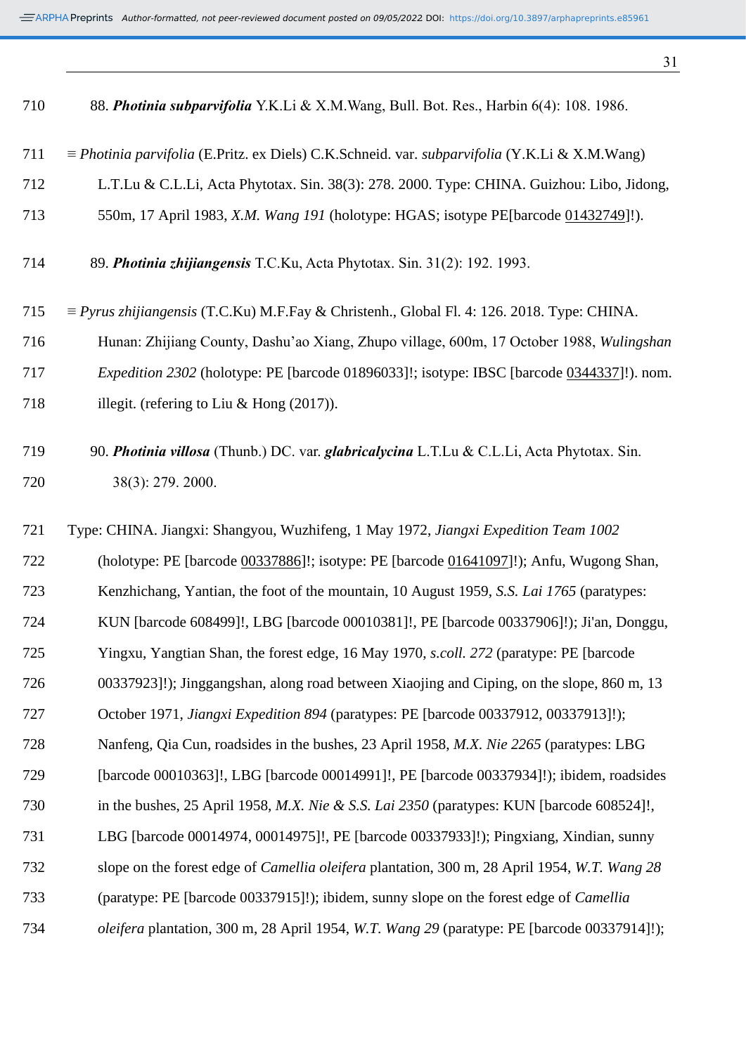88. ***Photinia subparvifolia*** Y.K.Li & X.M.Wang, Bull. Bot. Res., Harbin 6(4): 108. 1986.

≡ *Photinia parvifolia* (E.Pritz. ex Diels) C.K.Schneid. var. *subparvifolia* (Y.K.Li & X.M.Wang) L.T.Lu & C.L.Li, Acta Phytotax. Sin. 38(3): 278. 2000. Type: CHINA. Guizhou: Libo, Jidong, 550m, 17 April 1983, *X.M. Wang 191* (holotype: HGAS; isotype PE[barcode 01432749]!).

89. ***Photinia zhijiangensis*** T.C.Ku, Acta Phytotax. Sin. 31(2): 192. 1993.

≡ *Pyrus zhijiangensis* (T.C.Ku) M.F.Fay & Christenh., Global Fl. 4: 126. 2018. Type: CHINA. Hunan: Zhijiang County, Dashu'ao Xiang, Zhupo village, 600m, 17 October 1988, *Wulingshan Expedition 2302* (holotype: PE [barcode 01896033]!; isotype: IBSC [barcode 0344337]!). nom. illegit. (refering to Liu & Hong (2017)).

90. ***Photinia villosa*** (Thunb.) DC. var. ***glabricalycina*** L.T.Lu & C.L.Li, Acta Phytotax. Sin. 38(3): 279. 2000.

Type: CHINA. Jiangxi: Shangyou, Wuzhifeng, 1 May 1972, *Jiangxi Expedition Team 1002* (holotype: PE [barcode 00337886]!; isotype: PE [barcode 01641097]!); Anfu, Wugong Shan, Kenzhichang, Yantian, the foot of the mountain, 10 August 1959, *S.S. Lai 1765* (paratypes: KUN [barcode 608499]!, LBG [barcode 00010381]!, PE [barcode 00337906]!); Ji'an, Donggu, Yingxu, Yangtian Shan, the forest edge, 16 May 1970, *s.coll. 272* (paratype: PE [barcode 00337923]!); Jinggangshan, along road between Xiaojing and Ciping, on the slope, 860 m, 13 October 1971, *Jiangxi Expedition 894* (paratypes: PE [barcode 00337912, 00337913]!); Nanfeng, Qia Cun, roadsides in the bushes, 23 April 1958, *M.X. Nie 2265* (paratypes: LBG [barcode 00010363]!, LBG [barcode 00014991]!, PE [barcode 00337934]!); ibidem, roadsides in the bushes, 25 April 1958, *M.X. Nie & S.S. Lai 2350* (paratypes: KUN [barcode 608524]!, LBG [barcode 00014974, 00014975]!, PE [barcode 00337933]!); Pingxiang, Xindian, sunny slope on the forest edge of *Camellia oleifera* plantation, 300 m, 28 April 1954, *W.T. Wang 28* (paratype: PE [barcode 00337915]!); ibidem, sunny slope on the forest edge of *Camellia oleifera* plantation, 300 m, 28 April 1954, *W.T. Wang 29* (paratype: PE [barcode 00337914]!);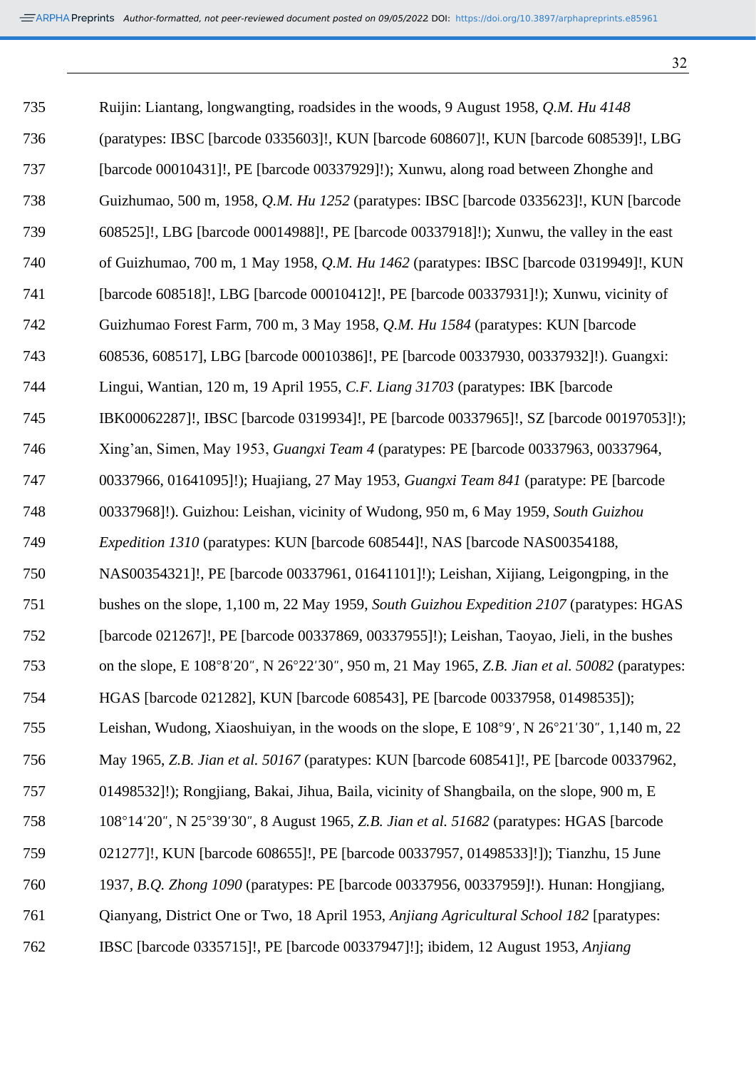Ruijin: Liantang, longwangting, roadsides in the woods, 9 August 1958, *Q.M. Hu 4148* (paratypes: IBSC [barcode 0335603]!, KUN [barcode 608607]!, KUN [barcode 608539]!, LBG [barcode 00010431]!, PE [barcode 00337929]!); Xunwu, along road between Zhonghe and Guizhumao, 500 m, 1958, *Q.M. Hu 1252* (paratypes: IBSC [barcode 0335623]!, KUN [barcode 608525]!, LBG [barcode 00014988]!, PE [barcode 00337918]!); Xunwu, the valley in the east of Guizhumao, 700 m, 1 May 1958, *Q.M. Hu 1462* (paratypes: IBSC [barcode 0319949]!, KUN [barcode 608518]!, LBG [barcode 00010412]!, PE [barcode 00337931]!); Xunwu, vicinity of Guizhumao Forest Farm, 700 m, 3 May 1958, *Q.M. Hu 1584* (paratypes: KUN [barcode 608536, 608517], LBG [barcode 00010386]!, PE [barcode 00337930, 00337932]!). Guangxi: Lingui, Wantian, 120 m, 19 April 1955, *C.F. Liang 31703* (paratypes: IBK [barcode IBK00062287]!, IBSC [barcode 0319934]!, PE [barcode 00337965]!, SZ [barcode 00197053]!); Xing'an, Simen, May 1953, *Guangxi Team 4* (paratypes: PE [barcode 00337963, 00337964, 00337966, 01641095]!); Huajiang, 27 May 1953, *Guangxi Team 841* (paratype: PE [barcode 00337968]!). Guizhou: Leishan, vicinity of Wudong, 950 m, 6 May 1959, *South Guizhou Expedition 1310* (paratypes: KUN [barcode 608544]!, NAS [barcode NAS00354188, NAS00354321]!, PE [barcode 00337961, 01641101]!); Leishan, Xijiang, Leigongping, in the bushes on the slope, 1,100 m, 22 May 1959, *South Guizhou Expedition 2107* (paratypes: HGAS [barcode 021267]!, PE [barcode 00337869, 00337955]!); Leishan, Taoyao, Jieli, in the bushes on the slope, E 108°8′20″, N 26°22′30″, 950 m, 21 May 1965, *Z.B. Jian et al. 50082* (paratypes: HGAS [barcode 021282], KUN [barcode 608543], PE [barcode 00337958, 01498535]); Leishan, Wudong, Xiaoshuiyan, in the woods on the slope, E 108°9′, N 26°21′30″, 1,140 m, 22 May 1965, *Z.B. Jian et al. 50167* (paratypes: KUN [barcode 608541]!, PE [barcode 00337962, 01498532]!); Rongjiang, Bakai, Jihua, Baila, vicinity of Shangbaila, on the slope, 900 m, E 108°14′20″, N 25°39′30″, 8 August 1965, *Z.B. Jian et al. 51682* (paratypes: HGAS [barcode 021277]!, KUN [barcode 608655]!, PE [barcode 00337957, 01498533]!]); Tianzhu, 15 June 1937, *B.Q. Zhong 1090* (paratypes: PE [barcode 00337956, 00337959]!). Hunan: Hongjiang, Qianyang, District One or Two, 18 April 1953, *Anjiang Agricultural School 182* [paratypes: IBSC [barcode 0335715]!, PE [barcode 00337947]!]; ibidem, 12 August 1953, *Anjiang*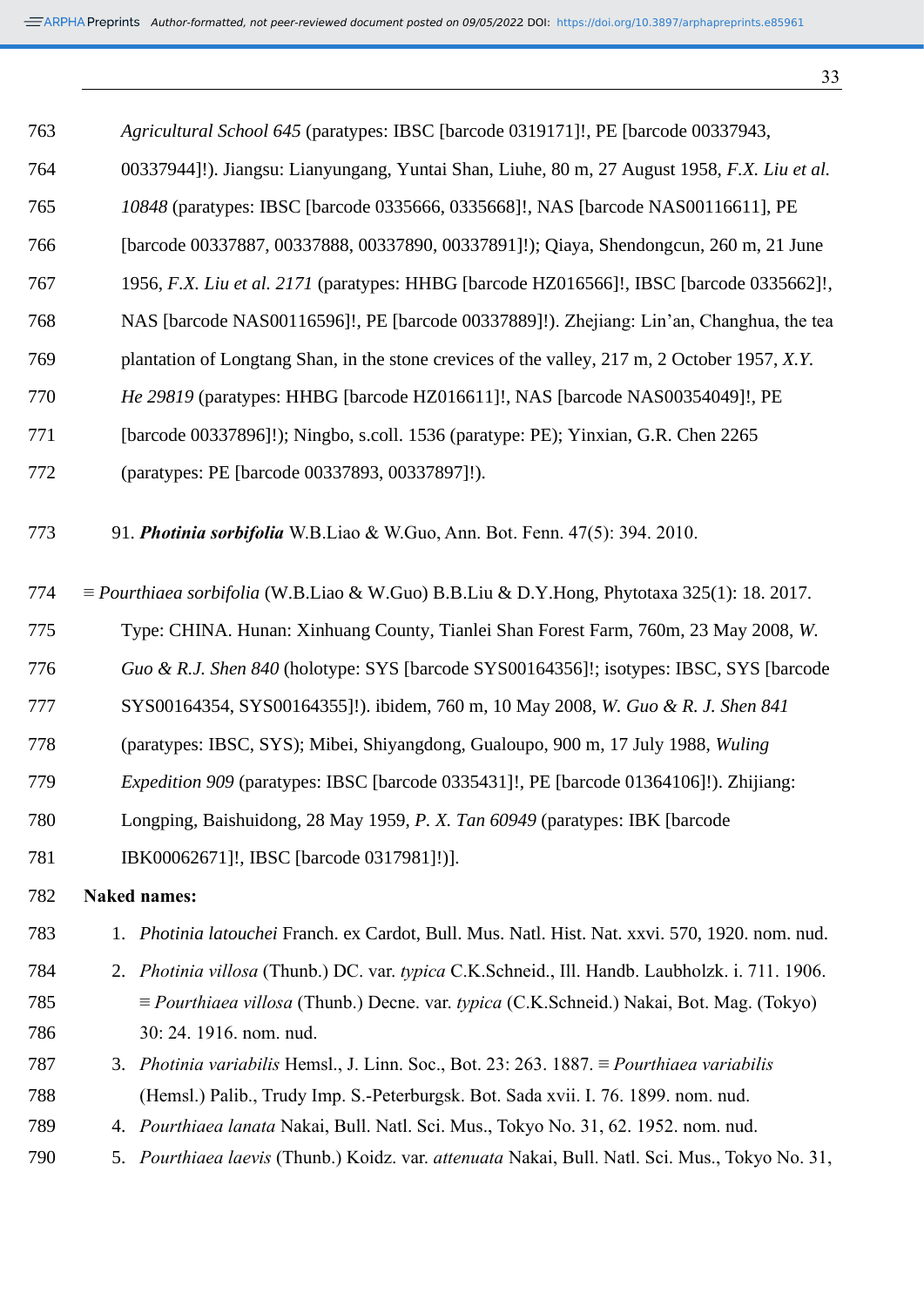*Agricultural School 645* (paratypes: IBSC [barcode 0319171]!, PE [barcode 00337943, 00337944]!). Jiangsu: Lianyungang, Yuntai Shan, Liuhe, 80 m, 27 August 1958, *F.X. Liu et al. 10848* (paratypes: IBSC [barcode 0335666, 0335668]!, NAS [barcode NAS00116611], PE [barcode 00337887, 00337888, 00337890, 00337891]!); Qiaya, Shendongcun, 260 m, 21 June 1956, *F.X. Liu et al. 2171* (paratypes: HHBG [barcode HZ016566]!, IBSC [barcode 0335662]!, NAS [barcode NAS00116596]!, PE [barcode 00337889]!). Zhejiang: Lin'an, Changhua, the tea plantation of Longtang Shan, in the stone crevices of the valley, 217 m, 2 October 1957, *X.Y. He 29819* (paratypes: HHBG [barcode HZ016611]!, NAS [barcode NAS00354049]!, PE [barcode 00337896]!); Ningbo, s.coll. 1536 (paratype: PE); Yinxian, G.R. Chen 2265 (paratypes: PE [barcode 00337893, 00337897]!).

91. ***Photinia sorbifolia*** W.B.Liao & W.Guo, Ann. Bot. Fenn. 47(5): 394. 2010.

≡ *Pourthiaea sorbifolia* (W.B.Liao & W.Guo) B.B.Liu & D.Y.Hong, Phytotaxa 325(1): 18. 2017.

Type: CHINA. Hunan: Xinhuang County, Tianlei Shan Forest Farm, 760m, 23 May 2008, *W. Guo & R.J. Shen 840* (holotype: SYS [barcode SYS00164356]!; isotypes: IBSC, SYS [barcode SYS00164354, SYS00164355]!). ibidem, 760 m, 10 May 2008, *W. Guo & R. J. Shen 841* (paratypes: IBSC, SYS); Mibei, Shiyangdong, Gualoupo, 900 m, 17 July 1988, *Wuling Expedition 909* (paratypes: IBSC [barcode 0335431]!, PE [barcode 01364106]!). Zhijiang: Longping, Baishuidong, 28 May 1959, *P. X. Tan 60949* (paratypes: IBK [barcode IBK00062671]!, IBSC [barcode 0317981]!)].

**Naked names:**

1. *Photinia latouchei* Franch. ex Cardot, Bull. Mus. Natl. Hist. Nat. xxvi. 570, 1920. nom. nud.
2. *Photinia villosa* (Thunb.) DC. var. *typica* C.K.Schneid., Ill. Handb. Laubholzk. i. 711. 1906. ≡ *Pourthiaea villosa* (Thunb.) Decne. var. *typica* (C.K.Schneid.) Nakai, Bot. Mag. (Tokyo) 30: 24. 1916. nom. nud.
3. *Photinia variabilis* Hemsl., J. Linn. Soc., Bot. 23: 263. 1887. ≡ *Pourthiaea variabilis* (Hemsl.) Palib., Trudy Imp. S.-Peterburgsk. Bot. Sada xvii. I. 76. 1899. nom. nud.
4. *Pourthiaea lanata* Nakai, Bull. Natl. Sci. Mus., Tokyo No. 31, 62. 1952. nom. nud.
5. *Pourthiaea laevis* (Thunb.) Koidz. var. *attenuata* Nakai, Bull. Natl. Sci. Mus., Tokyo No. 31,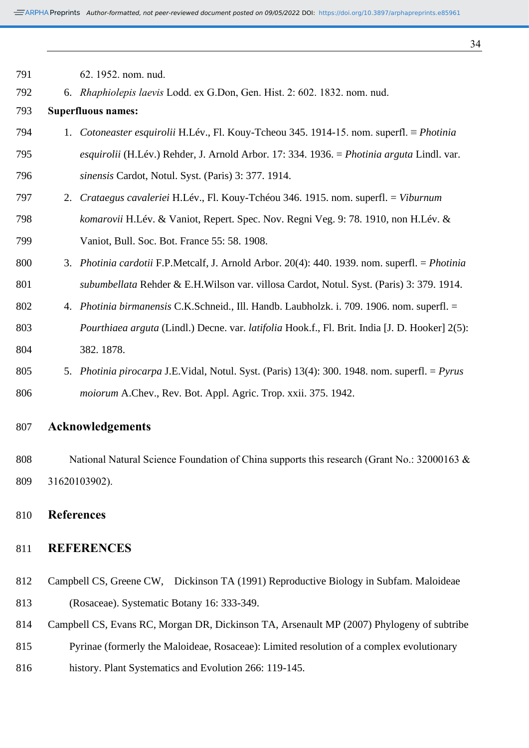62. 1952. nom. nud.

6. *Rhaphiolepis laevis* Lodd. ex G.Don, Gen. Hist. 2: 602. 1832. nom. nud.

**Superfluous names:**

1. *Cotoneaster esquirolii* H.Lév., Fl. Kouy-Tcheou 345. 1914-15. nom. superfl. ≡ *Photinia esquirolii* (H.Lév.) Rehder, J. Arnold Arbor. 17: 334. 1936. = *Photinia arguta* Lindl. var. *sinensis* Cardot, Notul. Syst. (Paris) 3: 377. 1914.
2. *Crataegus cavaleriei* H.Lév., Fl. Kouy-Tchéou 346. 1915. nom. superfl. = *Viburnum komarovii* H.Lév. & Vaniot, Repert. Spec. Nov. Regni Veg. 9: 78. 1910, non H.Lév. & Vaniot, Bull. Soc. Bot. France 55: 58. 1908.
3. *Photinia cardotii* F.P.Metcalf, J. Arnold Arbor. 20(4): 440. 1939. nom. superfl. = *Photinia subumbellata* Rehder & E.H.Wilson var. villosa Cardot, Notul. Syst. (Paris) 3: 379. 1914.
4. *Photinia birmanensis* C.K.Schneid., Ill. Handb. Laubholzk. i. 709. 1906. nom. superfl. = *Pourthiaea arguta* (Lindl.) Decne. var. *latifolia* Hook.f., Fl. Brit. India [J. D. Hooker] 2(5): 382. 1878.
5. *Photinia pirocarpa* J.E.Vidal, Notul. Syst. (Paris) 13(4): 300. 1948. nom. superfl. = *Pyrus moiorum* A.Chev., Rev. Bot. Appl. Agric. Trop. xxii. 375. 1942.

# Acknowledgements

National Natural Science Foundation of China supports this research (Grant No.: 32000163 & 31620103902).

# References

# REFERENCES

Campbell CS, Greene CW, Dickinson TA (1991) Reproductive Biology in Subfam. Maloideae (Rosaceae). Systematic Botany 16: 333-349.

Campbell CS, Evans RC, Morgan DR, Dickinson TA, Arsenault MP (2007) Phylogeny of subtribe Pyrinae (formerly the Maloideae, Rosaceae): Limited resolution of a complex evolutionary history. Plant Systematics and Evolution 266: 119-145.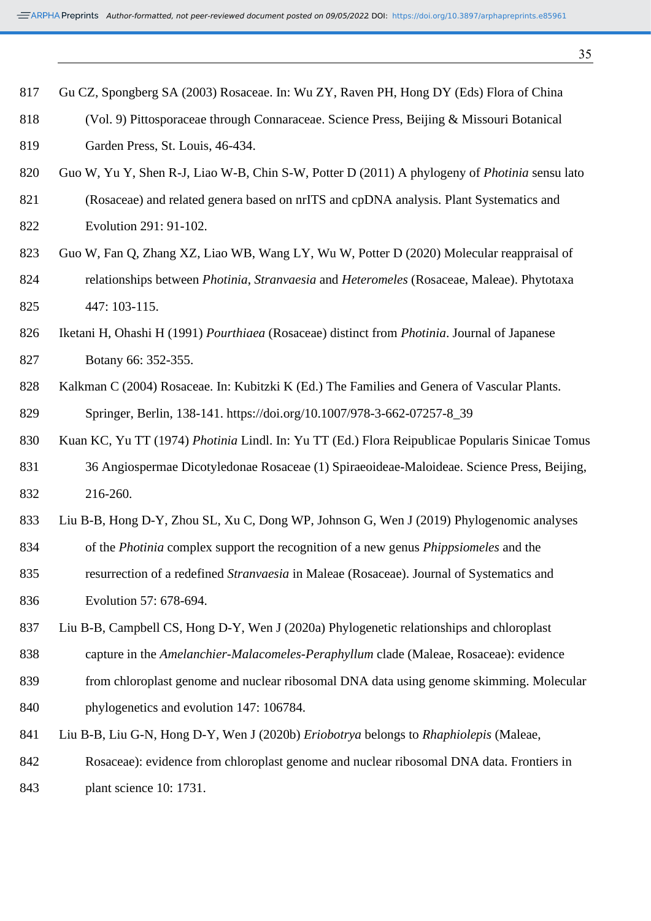Gu CZ, Spongberg SA (2003) Rosaceae. In: Wu ZY, Raven PH, Hong DY (Eds) Flora of China (Vol. 9) Pittosporaceae through Connaraceae. Science Press, Beijing & Missouri Botanical Garden Press, St. Louis, 46-434.

Guo W, Yu Y, Shen R-J, Liao W-B, Chin S-W, Potter D (2011) A phylogeny of *Photinia* sensu lato (Rosaceae) and related genera based on nrITS and cpDNA analysis. Plant Systematics and Evolution 291: 91-102.

Guo W, Fan Q, Zhang XZ, Liao WB, Wang LY, Wu W, Potter D (2020) Molecular reappraisal of relationships between *Photinia*, *Stranvaesia* and *Heteromeles* (Rosaceae, Maleae). Phytotaxa 447: 103-115.

Iketani H, Ohashi H (1991) *Pourthiaea* (Rosaceae) distinct from *Photinia*. Journal of Japanese Botany 66: 352-355.

Kalkman C (2004) Rosaceae. In: Kubitzki K (Ed.) The Families and Genera of Vascular Plants. Springer, Berlin, 138-141. https://doi.org/10.1007/978-3-662-07257-8_39

Kuan KC, Yu TT (1974) *Photinia* Lindl. In: Yu TT (Ed.) Flora Reipublicae Popularis Sinicae Tomus 36 Angiospermae Dicotyledonae Rosaceae (1) Spiraeoideae-Maloideae. Science Press, Beijing, 216-260.

Liu B-B, Hong D-Y, Zhou SL, Xu C, Dong WP, Johnson G, Wen J (2019) Phylogenomic analyses of the *Photinia* complex support the recognition of a new genus *Phippsiomeles* and the resurrection of a redefined *Stranvaesia* in Maleae (Rosaceae). Journal of Systematics and Evolution 57: 678-694.

Liu B-B, Campbell CS, Hong D-Y, Wen J (2020a) Phylogenetic relationships and chloroplast capture in the *Amelanchier-Malacomeles-Peraphyllum* clade (Maleae, Rosaceae): evidence from chloroplast genome and nuclear ribosomal DNA data using genome skimming. Molecular phylogenetics and evolution 147: 106784.

Liu B-B, Liu G-N, Hong D-Y, Wen J (2020b) *Eriobotrya* belongs to *Rhaphiolepis* (Maleae, Rosaceae): evidence from chloroplast genome and nuclear ribosomal DNA data. Frontiers in plant science 10: 1731.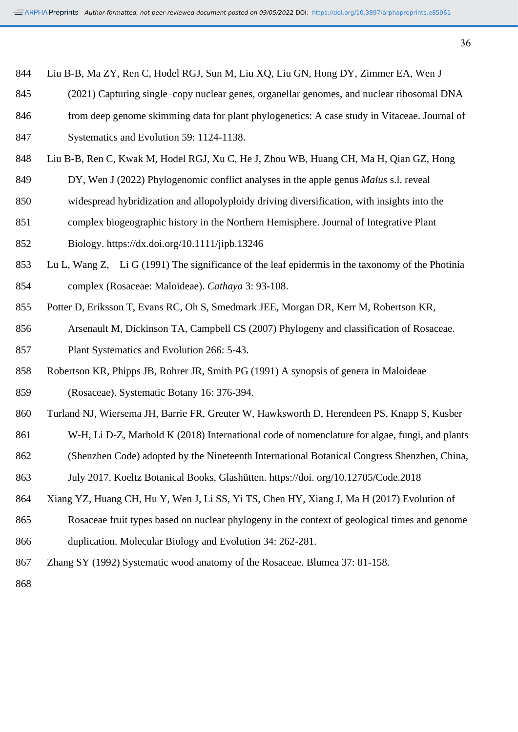Liu B-B, Ma ZY, Ren C, Hodel RGJ, Sun M, Liu XQ, Liu GN, Hong DY, Zimmer EA, Wen J (2021) Capturing single-copy nuclear genes, organellar genomes, and nuclear ribosomal DNA from deep genome skimming data for plant phylogenetics: A case study in Vitaceae. Journal of Systematics and Evolution 59: 1124-1138.

Liu B-B, Ren C, Kwak M, Hodel RGJ, Xu C, He J, Zhou WB, Huang CH, Ma H, Qian GZ, Hong DY, Wen J (2022) Phylogenomic conflict analyses in the apple genus *Malus* s.l. reveal widespread hybridization and allopolyploidy driving diversification, with insights into the complex biogeographic history in the Northern Hemisphere. Journal of Integrative Plant Biology. https://dx.doi.org/10.1111/jipb.13246

Lu L, Wang Z, Li G (1991) The significance of the leaf epidermis in the taxonomy of the Photinia complex (Rosaceae: Maloideae). *Cathaya* 3: 93-108.

Potter D, Eriksson T, Evans RC, Oh S, Smedmark JEE, Morgan DR, Kerr M, Robertson KR, Arsenault M, Dickinson TA, Campbell CS (2007) Phylogeny and classification of Rosaceae. Plant Systematics and Evolution 266: 5-43.

Robertson KR, Phipps JB, Rohrer JR, Smith PG (1991) A synopsis of genera in Maloideae (Rosaceae). Systematic Botany 16: 376-394.

Turland NJ, Wiersema JH, Barrie FR, Greuter W, Hawksworth D, Herendeen PS, Knapp S, Kusber W-H, Li D-Z, Marhold K (2018) International code of nomenclature for algae, fungi, and plants (Shenzhen Code) adopted by the Nineteenth International Botanical Congress Shenzhen, China, July 2017. Koeltz Botanical Books, Glashütten. https://doi. org/10.12705/Code.2018

Xiang YZ, Huang CH, Hu Y, Wen J, Li SS, Yi TS, Chen HY, Xiang J, Ma H (2017) Evolution of Rosaceae fruit types based on nuclear phylogeny in the context of geological times and genome duplication. Molecular Biology and Evolution 34: 262-281.

Zhang SY (1992) Systematic wood anatomy of the Rosaceae. Blumea 37: 81-158.